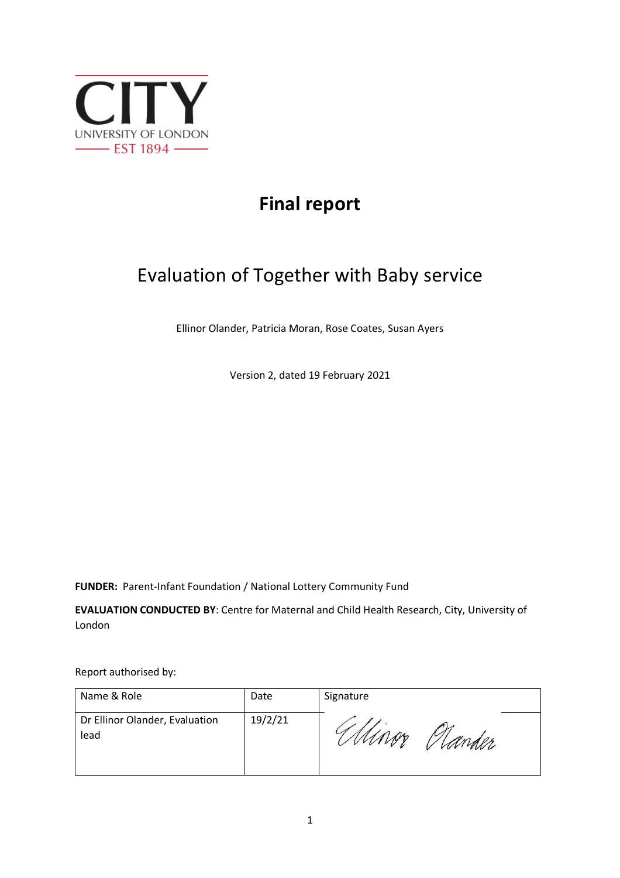CITY
UNIVERSITY OF LONDON
EST 1894

# Final report

## Evaluation of Together with Baby service

Ellinor Olander, Patricia Moran, Rose Coates, Susan Ayers

Version 2, dated 19 February 2021

**FUNDER:** Parent-Infant Foundation / National Lottery Community Fund

**EVALUATION CONDUCTED BY**: Centre for Maternal and Child Health Research, City, University of London

Report authorised by:

| Name & Role | Date | Signature |
| --- | --- | --- |
| Dr Ellinor Olander, Evaluation lead | 19/2/21 | Ellinor Olander |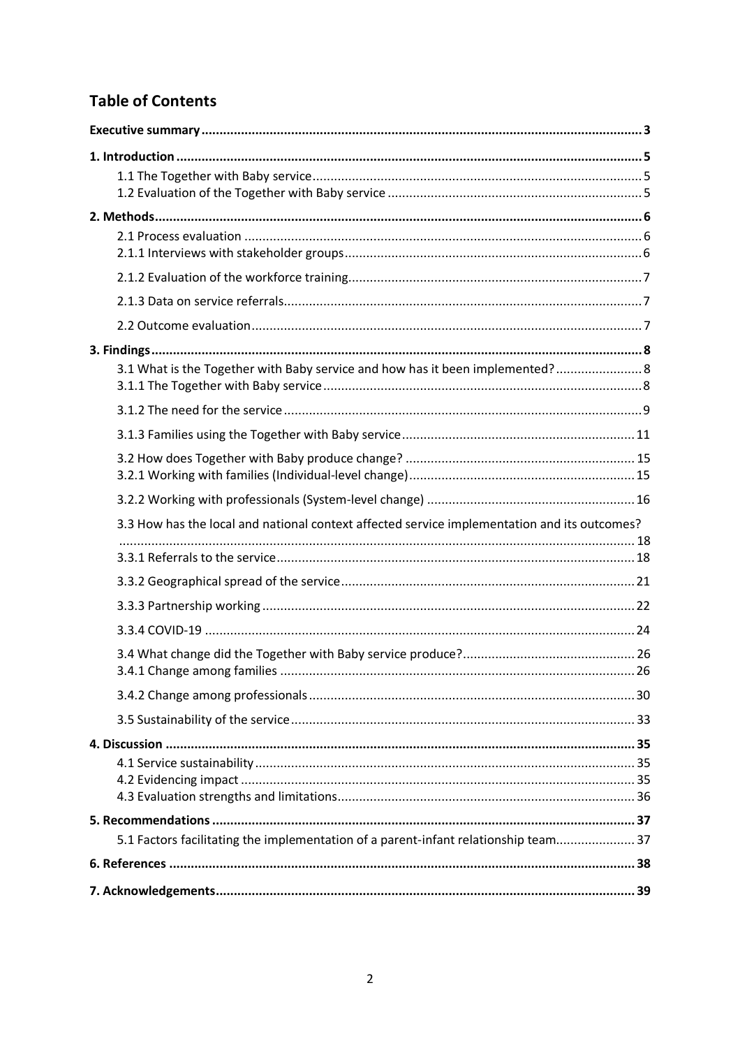## Table of Contents

**Executive summary** ... 3

**1. Introduction** ... 5

- 1.1 The Together with Baby service ... 5
- 1.2 Evaluation of the Together with Baby service ... 5

**2. Methods** ... 6

- 2.1 Process evaluation ... 6
- 2.1.1 Interviews with stakeholder groups ... 6
- 2.1.2 Evaluation of the workforce training ... 7
- 2.1.3 Data on service referrals ... 7
- 2.2 Outcome evaluation ... 7

**3. Findings** ... 8

- 3.1 What is the Together with Baby service and how has it been implemented? ... 8
- 3.1.1 The Together with Baby service ... 8
- 3.1.2 The need for the service ... 9
- 3.1.3 Families using the Together with Baby service ... 11
- 3.2 How does Together with Baby produce change? ... 15
- 3.2.1 Working with families (Individual-level change) ... 15
- 3.2.2 Working with professionals (System-level change) ... 16
- 3.3 How has the local and national context affected service implementation and its outcomes? ... 18
- 3.3.1 Referrals to the service ... 18
- 3.3.2 Geographical spread of the service ... 21
- 3.3.3 Partnership working ... 22
- 3.3.4 COVID-19 ... 24
- 3.4 What change did the Together with Baby service produce? ... 26
- 3.4.1 Change among families ... 26
- 3.4.2 Change among professionals ... 30
- 3.5 Sustainability of the service ... 33

**4. Discussion** ... 35

- 4.1 Service sustainability ... 35
- 4.2 Evidencing impact ... 35
- 4.3 Evaluation strengths and limitations ... 36

**5. Recommendations** ... 37

- 5.1 Factors facilitating the implementation of a parent-infant relationship team ... 37

**6. References** ... 38

**7. Acknowledgements** ... 39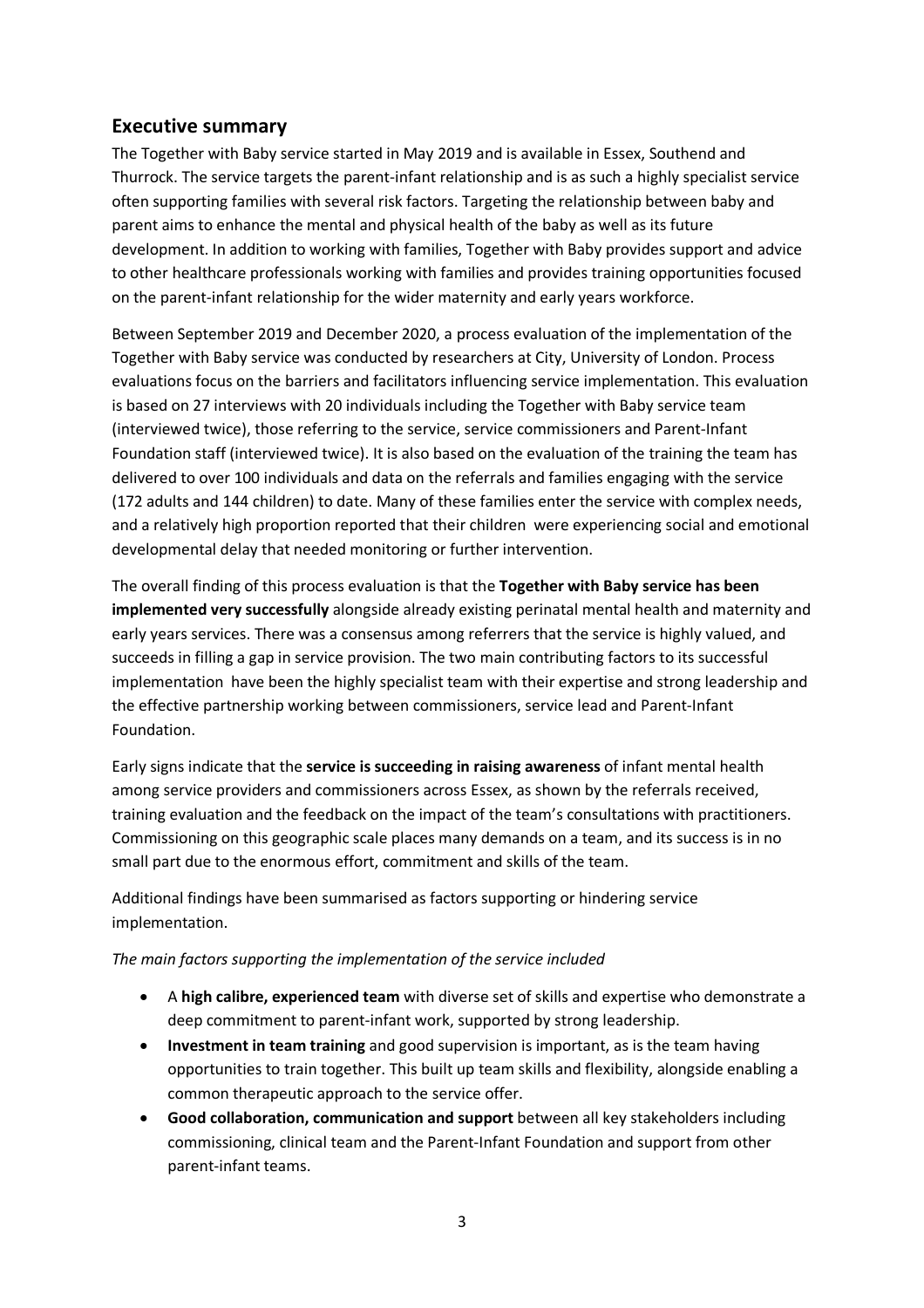## Executive summary

The Together with Baby service started in May 2019 and is available in Essex, Southend and Thurrock. The service targets the parent-infant relationship and is as such a highly specialist service often supporting families with several risk factors. Targeting the relationship between baby and parent aims to enhance the mental and physical health of the baby as well as its future development. In addition to working with families, Together with Baby provides support and advice to other healthcare professionals working with families and provides training opportunities focused on the parent-infant relationship for the wider maternity and early years workforce.

Between September 2019 and December 2020, a process evaluation of the implementation of the Together with Baby service was conducted by researchers at City, University of London. Process evaluations focus on the barriers and facilitators influencing service implementation. This evaluation is based on 27 interviews with 20 individuals including the Together with Baby service team (interviewed twice), those referring to the service, service commissioners and Parent-Infant Foundation staff (interviewed twice). It is also based on the evaluation of the training the team has delivered to over 100 individuals and data on the referrals and families engaging with the service (172 adults and 144 children) to date. Many of these families enter the service with complex needs, and a relatively high proportion reported that their children were experiencing social and emotional developmental delay that needed monitoring or further intervention.

The overall finding of this process evaluation is that the **Together with Baby service has been implemented very successfully** alongside already existing perinatal mental health and maternity and early years services. There was a consensus among referrers that the service is highly valued, and succeeds in filling a gap in service provision. The two main contributing factors to its successful implementation have been the highly specialist team with their expertise and strong leadership and the effective partnership working between commissioners, service lead and Parent-Infant Foundation.

Early signs indicate that the **service is succeeding in raising awareness** of infant mental health among service providers and commissioners across Essex, as shown by the referrals received, training evaluation and the feedback on the impact of the team's consultations with practitioners. Commissioning on this geographic scale places many demands on a team, and its success is in no small part due to the enormous effort, commitment and skills of the team.

Additional findings have been summarised as factors supporting or hindering service implementation.

*The main factors supporting the implementation of the service included*

- A **high calibre, experienced team** with diverse set of skills and expertise who demonstrate a deep commitment to parent-infant work, supported by strong leadership.
- **Investment in team training** and good supervision is important, as is the team having opportunities to train together. This built up team skills and flexibility, alongside enabling a common therapeutic approach to the service offer.
- **Good collaboration, communication and support** between all key stakeholders including commissioning, clinical team and the Parent-Infant Foundation and support from other parent-infant teams.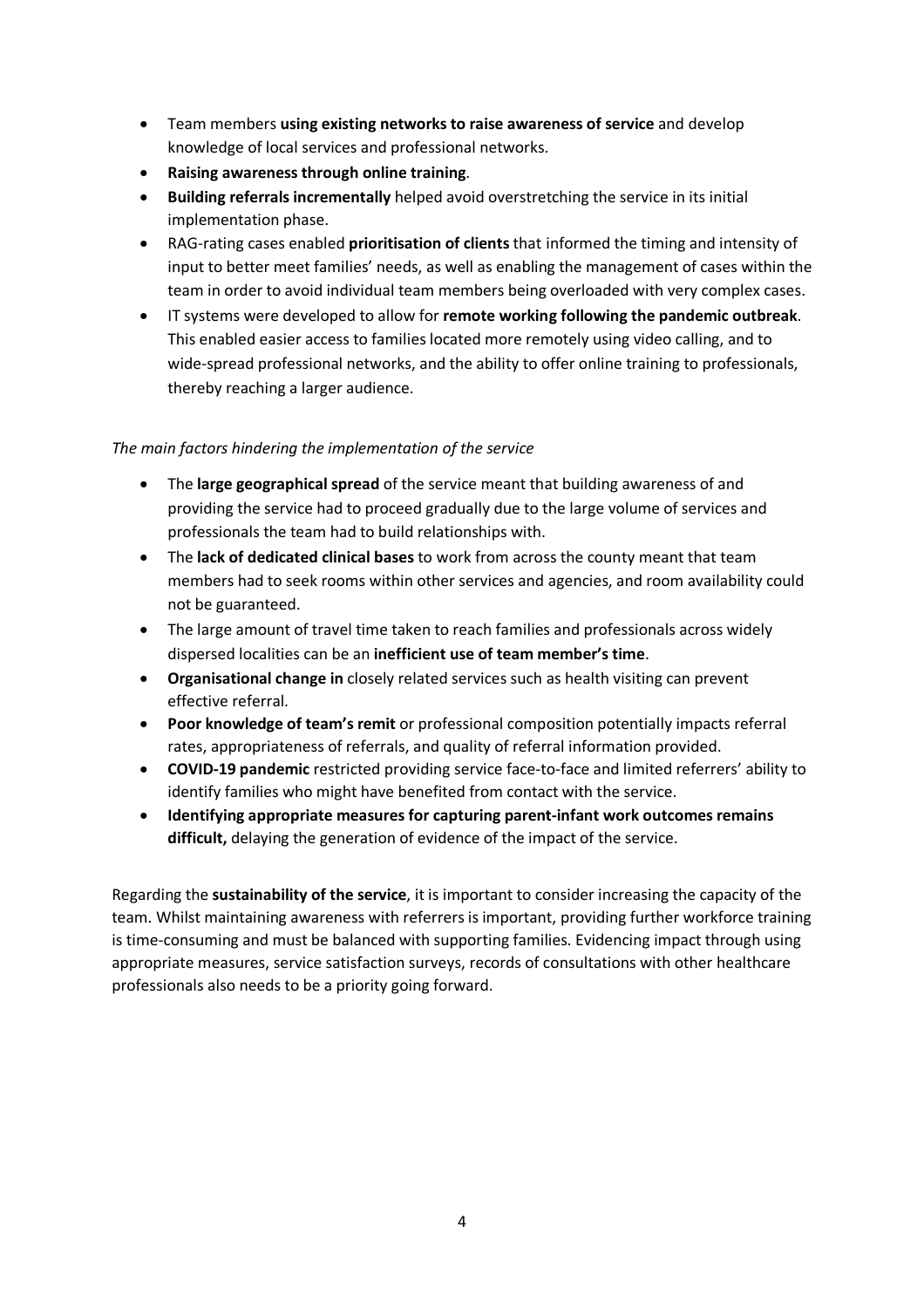- Team members **using existing networks to raise awareness of service** and develop knowledge of local services and professional networks.
- **Raising awareness through online training**.
- **Building referrals incrementally** helped avoid overstretching the service in its initial implementation phase.
- RAG-rating cases enabled **prioritisation of clients** that informed the timing and intensity of input to better meet families' needs, as well as enabling the management of cases within the team in order to avoid individual team members being overloaded with very complex cases.
- IT systems were developed to allow for **remote working following the pandemic outbreak**. This enabled easier access to families located more remotely using video calling, and to wide-spread professional networks, and the ability to offer online training to professionals, thereby reaching a larger audience.

*The main factors hindering the implementation of the service*

- The **large geographical spread** of the service meant that building awareness of and providing the service had to proceed gradually due to the large volume of services and professionals the team had to build relationships with.
- The **lack of dedicated clinical bases** to work from across the county meant that team members had to seek rooms within other services and agencies, and room availability could not be guaranteed.
- The large amount of travel time taken to reach families and professionals across widely dispersed localities can be an **inefficient use of team member's time**.
- **Organisational change in** closely related services such as health visiting can prevent effective referral.
- **Poor knowledge of team's remit** or professional composition potentially impacts referral rates, appropriateness of referrals, and quality of referral information provided.
- **COVID-19 pandemic** restricted providing service face-to-face and limited referrers' ability to identify families who might have benefited from contact with the service.
- **Identifying appropriate measures for capturing parent-infant work outcomes remains difficult,** delaying the generation of evidence of the impact of the service.

Regarding the **sustainability of the service**, it is important to consider increasing the capacity of the team. Whilst maintaining awareness with referrers is important, providing further workforce training is time-consuming and must be balanced with supporting families. Evidencing impact through using appropriate measures, service satisfaction surveys, records of consultations with other healthcare professionals also needs to be a priority going forward.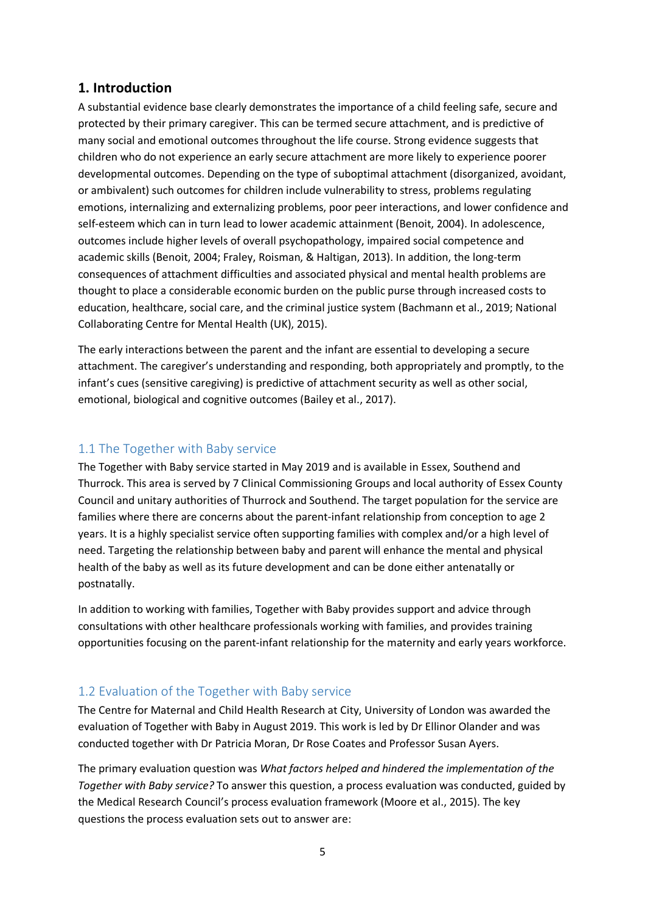## 1. Introduction

A substantial evidence base clearly demonstrates the importance of a child feeling safe, secure and protected by their primary caregiver. This can be termed secure attachment, and is predictive of many social and emotional outcomes throughout the life course. Strong evidence suggests that children who do not experience an early secure attachment are more likely to experience poorer developmental outcomes. Depending on the type of suboptimal attachment (disorganized, avoidant, or ambivalent) such outcomes for children include vulnerability to stress, problems regulating emotions, internalizing and externalizing problems, poor peer interactions, and lower confidence and self-esteem which can in turn lead to lower academic attainment (Benoit, 2004). In adolescence, outcomes include higher levels of overall psychopathology, impaired social competence and academic skills (Benoit, 2004; Fraley, Roisman, & Haltigan, 2013). In addition, the long-term consequences of attachment difficulties and associated physical and mental health problems are thought to place a considerable economic burden on the public purse through increased costs to education, healthcare, social care, and the criminal justice system (Bachmann et al., 2019; National Collaborating Centre for Mental Health (UK), 2015).

The early interactions between the parent and the infant are essential to developing a secure attachment. The caregiver's understanding and responding, both appropriately and promptly, to the infant's cues (sensitive caregiving) is predictive of attachment security as well as other social, emotional, biological and cognitive outcomes (Bailey et al., 2017).

### 1.1 The Together with Baby service

The Together with Baby service started in May 2019 and is available in Essex, Southend and Thurrock. This area is served by 7 Clinical Commissioning Groups and local authority of Essex County Council and unitary authorities of Thurrock and Southend. The target population for the service are families where there are concerns about the parent-infant relationship from conception to age 2 years. It is a highly specialist service often supporting families with complex and/or a high level of need. Targeting the relationship between baby and parent will enhance the mental and physical health of the baby as well as its future development and can be done either antenatally or postnatally.

In addition to working with families, Together with Baby provides support and advice through consultations with other healthcare professionals working with families, and provides training opportunities focusing on the parent-infant relationship for the maternity and early years workforce.

### 1.2 Evaluation of the Together with Baby service

The Centre for Maternal and Child Health Research at City, University of London was awarded the evaluation of Together with Baby in August 2019. This work is led by Dr Ellinor Olander and was conducted together with Dr Patricia Moran, Dr Rose Coates and Professor Susan Ayers.

The primary evaluation question was *What factors helped and hindered the implementation of the Together with Baby service?* To answer this question, a process evaluation was conducted, guided by the Medical Research Council's process evaluation framework (Moore et al., 2015). The key questions the process evaluation sets out to answer are: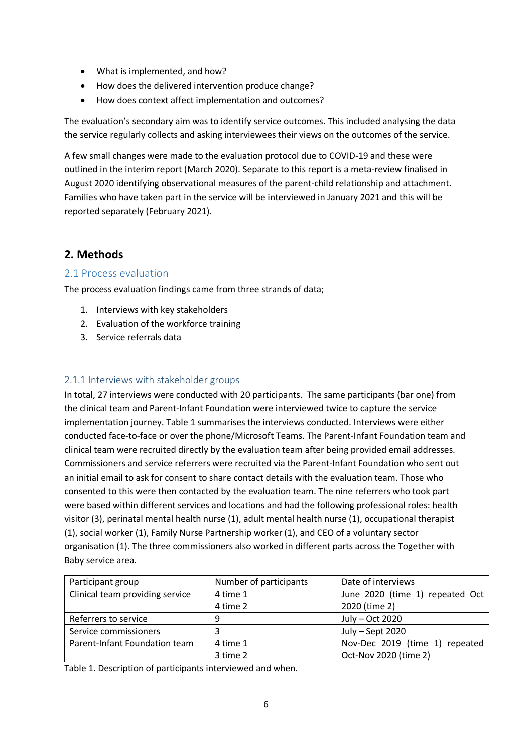- What is implemented, and how?
- How does the delivered intervention produce change?
- How does context affect implementation and outcomes?

The evaluation's secondary aim was to identify service outcomes. This included analysing the data the service regularly collects and asking interviewees their views on the outcomes of the service.

A few small changes were made to the evaluation protocol due to COVID-19 and these were outlined in the interim report (March 2020). Separate to this report is a meta-review finalised in August 2020 identifying observational measures of the parent-child relationship and attachment. Families who have taken part in the service will be interviewed in January 2021 and this will be reported separately (February 2021).

## 2. Methods

### 2.1 Process evaluation

The process evaluation findings came from three strands of data;

1. Interviews with key stakeholders
2. Evaluation of the workforce training
3. Service referrals data

#### 2.1.1 Interviews with stakeholder groups

In total, 27 interviews were conducted with 20 participants. The same participants (bar one) from the clinical team and Parent-Infant Foundation were interviewed twice to capture the service implementation journey. Table 1 summarises the interviews conducted. Interviews were either conducted face-to-face or over the phone/Microsoft Teams. The Parent-Infant Foundation team and clinical team were recruited directly by the evaluation team after being provided email addresses. Commissioners and service referrers were recruited via the Parent-Infant Foundation who sent out an initial email to ask for consent to share contact details with the evaluation team. Those who consented to this were then contacted by the evaluation team. The nine referrers who took part were based within different services and locations and had the following professional roles: health visitor (3), perinatal mental health nurse (1), adult mental health nurse (1), occupational therapist (1), social worker (1), Family Nurse Partnership worker (1), and CEO of a voluntary sector organisation (1). The three commissioners also worked in different parts across the Together with Baby service area.

| Participant group | Number of participants | Date of interviews |
| --- | --- | --- |
| Clinical team providing service | 4 time 1<br>4 time 2 | June 2020 (time 1) repeated Oct 2020 (time 2) |
| Referrers to service | 9 | July – Oct 2020 |
| Service commissioners | 3 | July – Sept 2020 |
| Parent-Infant Foundation team | 4 time 1<br>3 time 2 | Nov-Dec 2019 (time 1) repeated Oct-Nov 2020 (time 2) |

Table 1. Description of participants interviewed and when.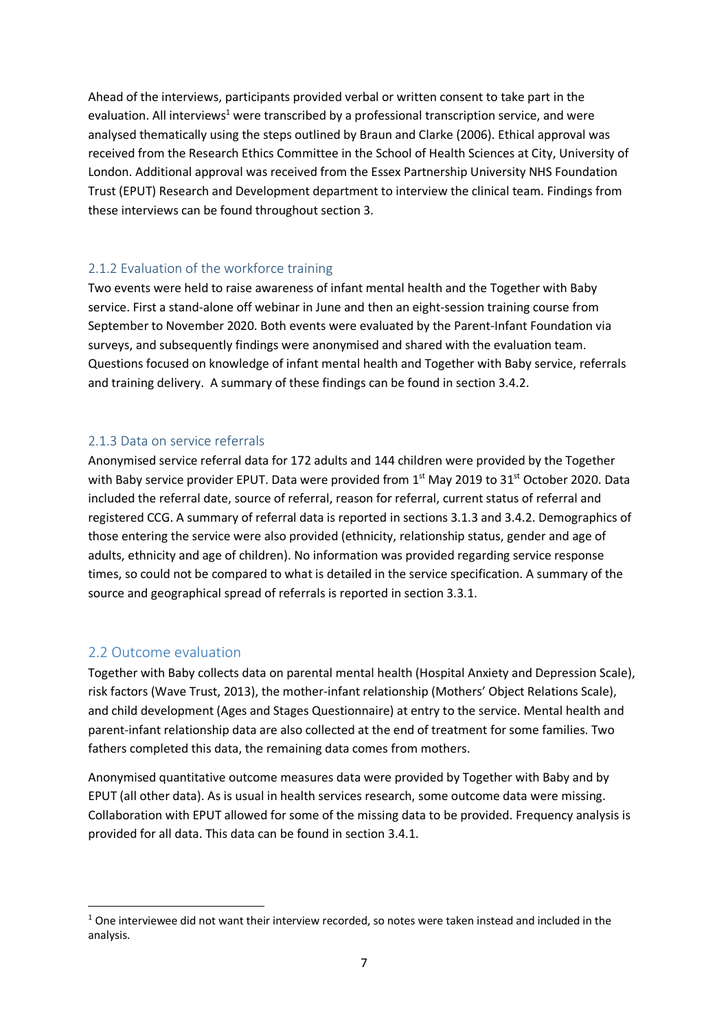Ahead of the interviews, participants provided verbal or written consent to take part in the evaluation. All interviews[1] were transcribed by a professional transcription service, and were analysed thematically using the steps outlined by Braun and Clarke (2006). Ethical approval was received from the Research Ethics Committee in the School of Health Sciences at City, University of London. Additional approval was received from the Essex Partnership University NHS Foundation Trust (EPUT) Research and Development department to interview the clinical team. Findings from these interviews can be found throughout section 3.

### 2.1.2 Evaluation of the workforce training

Two events were held to raise awareness of infant mental health and the Together with Baby service. First a stand-alone off webinar in June and then an eight-session training course from September to November 2020. Both events were evaluated by the Parent-Infant Foundation via surveys, and subsequently findings were anonymised and shared with the evaluation team. Questions focused on knowledge of infant mental health and Together with Baby service, referrals and training delivery. A summary of these findings can be found in section 3.4.2.

### 2.1.3 Data on service referrals

Anonymised service referral data for 172 adults and 144 children were provided by the Together with Baby service provider EPUT. Data were provided from 1st May 2019 to 31st October 2020. Data included the referral date, source of referral, reason for referral, current status of referral and registered CCG. A summary of referral data is reported in sections 3.1.3 and 3.4.2. Demographics of those entering the service were also provided (ethnicity, relationship status, gender and age of adults, ethnicity and age of children). No information was provided regarding service response times, so could not be compared to what is detailed in the service specification. A summary of the source and geographical spread of referrals is reported in section 3.3.1.

## 2.2 Outcome evaluation

Together with Baby collects data on parental mental health (Hospital Anxiety and Depression Scale), risk factors (Wave Trust, 2013), the mother-infant relationship (Mothers' Object Relations Scale), and child development (Ages and Stages Questionnaire) at entry to the service. Mental health and parent-infant relationship data are also collected at the end of treatment for some families. Two fathers completed this data, the remaining data comes from mothers.

Anonymised quantitative outcome measures data were provided by Together with Baby and by EPUT (all other data). As is usual in health services research, some outcome data were missing. Collaboration with EPUT allowed for some of the missing data to be provided. Frequency analysis is provided for all data. This data can be found in section 3.4.1.

[1] One interviewee did not want their interview recorded, so notes were taken instead and included in the analysis.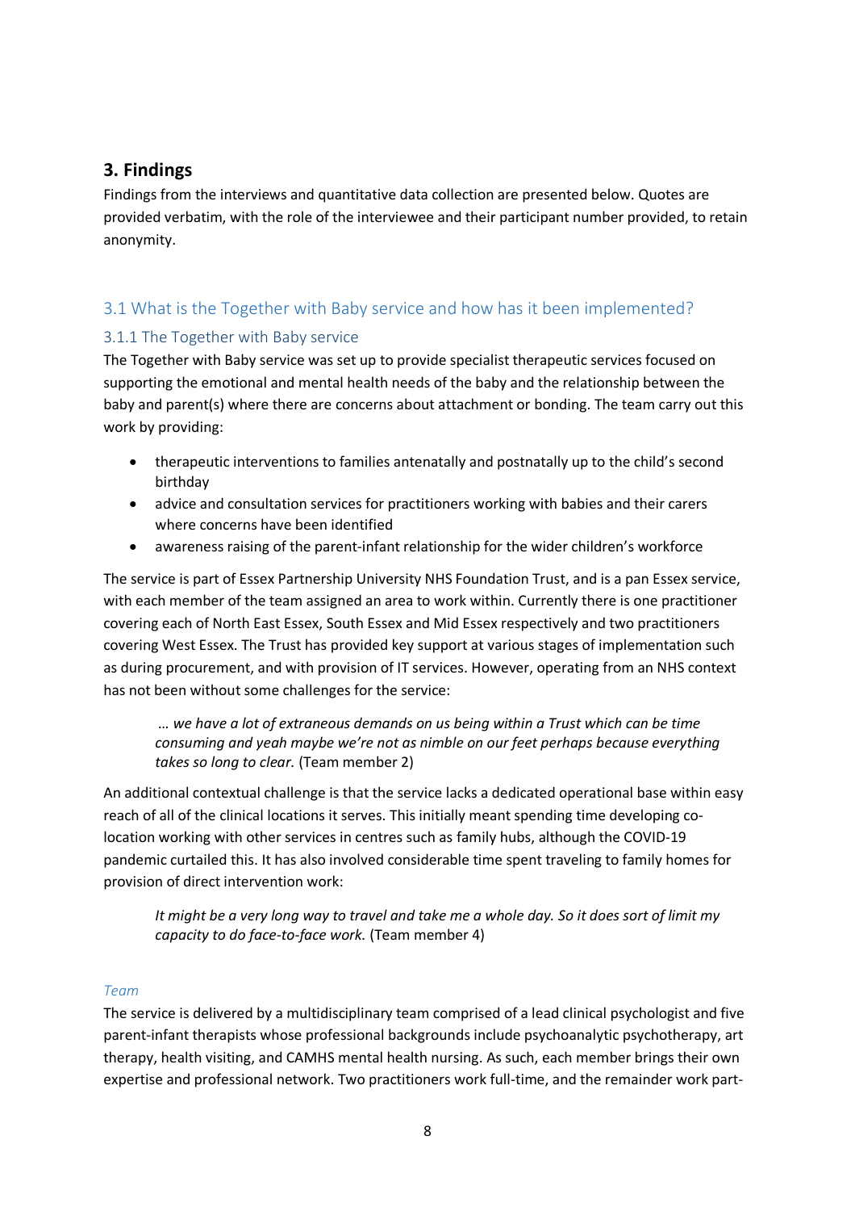## 3. Findings

Findings from the interviews and quantitative data collection are presented below. Quotes are provided verbatim, with the role of the interviewee and their participant number provided, to retain anonymity.

### 3.1 What is the Together with Baby service and how has it been implemented?

#### 3.1.1 The Together with Baby service

The Together with Baby service was set up to provide specialist therapeutic services focused on supporting the emotional and mental health needs of the baby and the relationship between the baby and parent(s) where there are concerns about attachment or bonding. The team carry out this work by providing:

- therapeutic interventions to families antenatally and postnatally up to the child's second birthday
- advice and consultation services for practitioners working with babies and their carers where concerns have been identified
- awareness raising of the parent-infant relationship for the wider children's workforce

The service is part of Essex Partnership University NHS Foundation Trust, and is a pan Essex service, with each member of the team assigned an area to work within. Currently there is one practitioner covering each of North East Essex, South Essex and Mid Essex respectively and two practitioners covering West Essex. The Trust has provided key support at various stages of implementation such as during procurement, and with provision of IT services. However, operating from an NHS context has not been without some challenges for the service:

> *… we have a lot of extraneous demands on us being within a Trust which can be time consuming and yeah maybe we're not as nimble on our feet perhaps because everything takes so long to clear.* (Team member 2)

An additional contextual challenge is that the service lacks a dedicated operational base within easy reach of all of the clinical locations it serves. This initially meant spending time developing co-location working with other services in centres such as family hubs, although the COVID-19 pandemic curtailed this. It has also involved considerable time spent traveling to family homes for provision of direct intervention work:

> *It might be a very long way to travel and take me a whole day. So it does sort of limit my capacity to do face-to-face work.* (Team member 4)

*Team*

The service is delivered by a multidisciplinary team comprised of a lead clinical psychologist and five parent-infant therapists whose professional backgrounds include psychoanalytic psychotherapy, art therapy, health visiting, and CAMHS mental health nursing. As such, each member brings their own expertise and professional network. Two practitioners work full-time, and the remainder work part-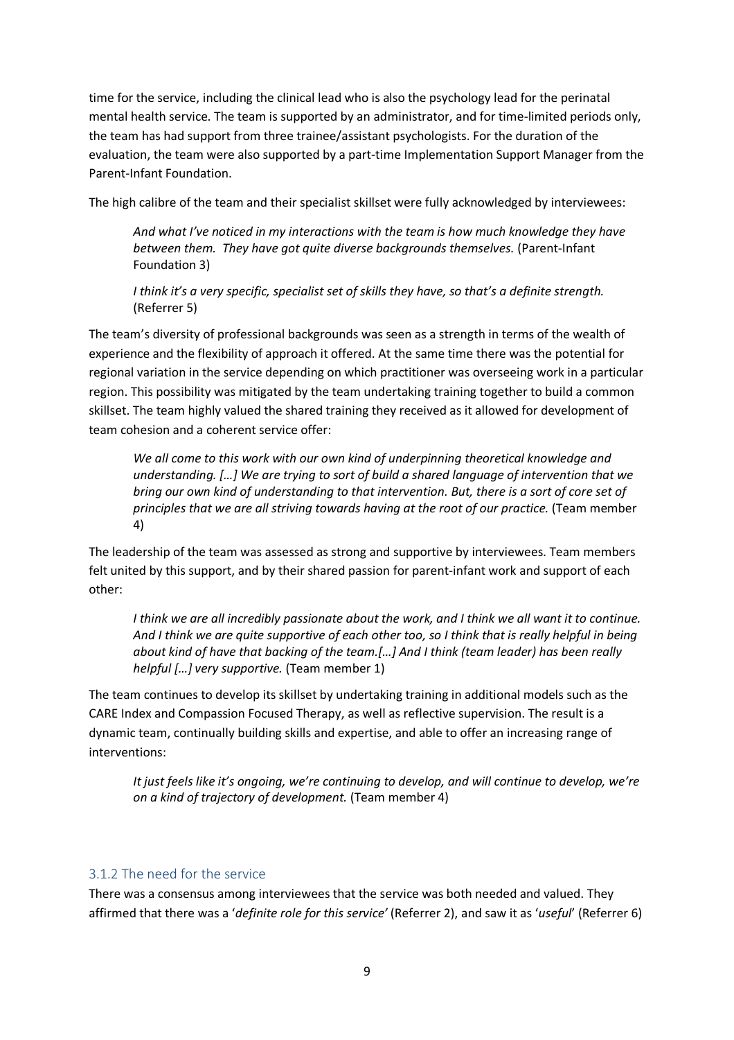time for the service, including the clinical lead who is also the psychology lead for the perinatal mental health service. The team is supported by an administrator, and for time-limited periods only, the team has had support from three trainee/assistant psychologists. For the duration of the evaluation, the team were also supported by a part-time Implementation Support Manager from the Parent-Infant Foundation.

The high calibre of the team and their specialist skillset were fully acknowledged by interviewees:

> *And what I've noticed in my interactions with the team is how much knowledge they have between them. They have got quite diverse backgrounds themselves.* (Parent-Infant Foundation 3)

> *I think it's a very specific, specialist set of skills they have, so that's a definite strength.* (Referrer 5)

The team's diversity of professional backgrounds was seen as a strength in terms of the wealth of experience and the flexibility of approach it offered. At the same time there was the potential for regional variation in the service depending on which practitioner was overseeing work in a particular region. This possibility was mitigated by the team undertaking training together to build a common skillset. The team highly valued the shared training they received as it allowed for development of team cohesion and a coherent service offer:

> *We all come to this work with our own kind of underpinning theoretical knowledge and understanding. […] We are trying to sort of build a shared language of intervention that we bring our own kind of understanding to that intervention. But, there is a sort of core set of principles that we are all striving towards having at the root of our practice.* (Team member 4)

The leadership of the team was assessed as strong and supportive by interviewees. Team members felt united by this support, and by their shared passion for parent-infant work and support of each other:

> *I think we are all incredibly passionate about the work, and I think we all want it to continue. And I think we are quite supportive of each other too, so I think that is really helpful in being about kind of have that backing of the team.[…] And I think (team leader) has been really helpful […] very supportive.* (Team member 1)

The team continues to develop its skillset by undertaking training in additional models such as the CARE Index and Compassion Focused Therapy, as well as reflective supervision. The result is a dynamic team, continually building skills and expertise, and able to offer an increasing range of interventions:

> *It just feels like it's ongoing, we're continuing to develop, and will continue to develop, we're on a kind of trajectory of development.* (Team member 4)

### 3.1.2 The need for the service

There was a consensus among interviewees that the service was both needed and valued. They affirmed that there was a '*definite role for this service'* (Referrer 2), and saw it as '*useful*' (Referrer 6)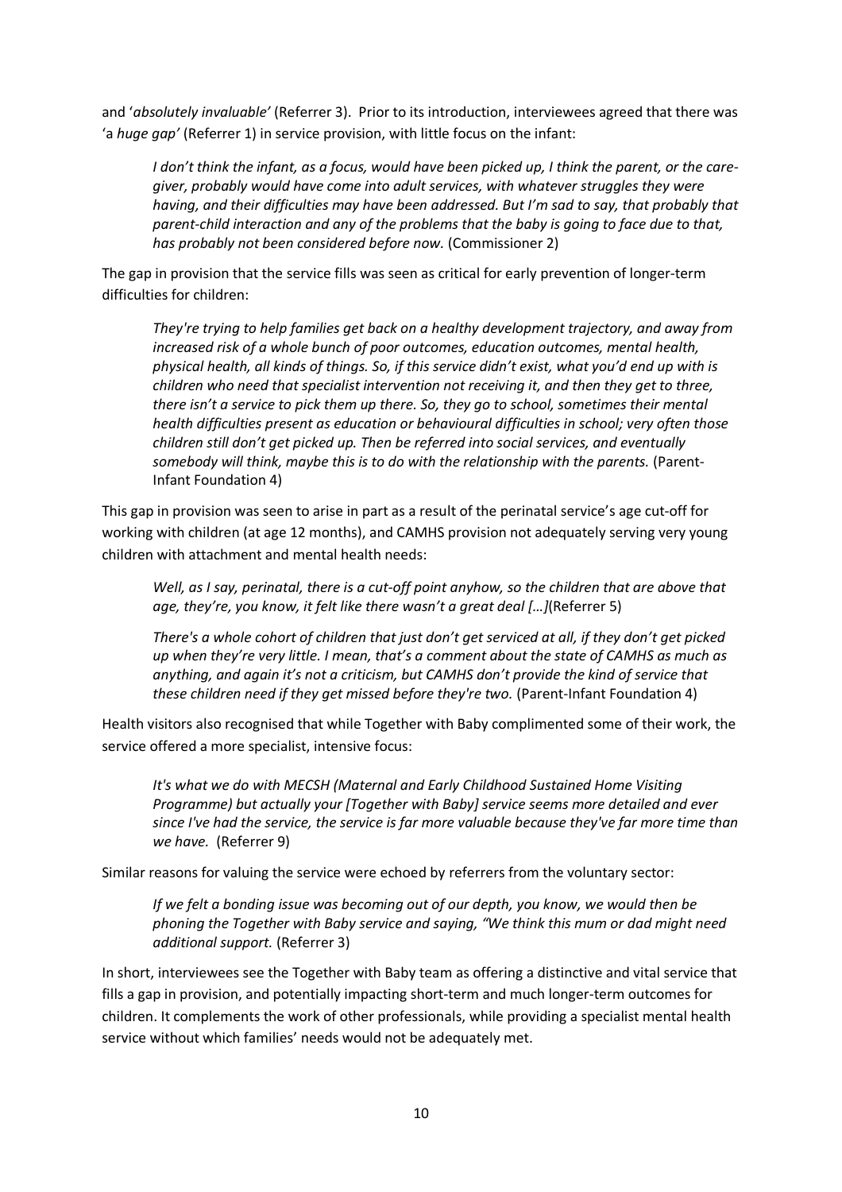and '*absolutely invaluable'* (Referrer 3). Prior to its introduction, interviewees agreed that there was 'a *huge gap'* (Referrer 1) in service provision, with little focus on the infant:

> *I don't think the infant, as a focus, would have been picked up, I think the parent, or the care-giver, probably would have come into adult services, with whatever struggles they were having, and their difficulties may have been addressed. But I'm sad to say, that probably that parent-child interaction and any of the problems that the baby is going to face due to that, has probably not been considered before now.* (Commissioner 2)

The gap in provision that the service fills was seen as critical for early prevention of longer-term difficulties for children:

> *They're trying to help families get back on a healthy development trajectory, and away from increased risk of a whole bunch of poor outcomes, education outcomes, mental health, physical health, all kinds of things. So, if this service didn't exist, what you'd end up with is children who need that specialist intervention not receiving it, and then they get to three, there isn't a service to pick them up there. So, they go to school, sometimes their mental health difficulties present as education or behavioural difficulties in school; very often those children still don't get picked up. Then be referred into social services, and eventually somebody will think, maybe this is to do with the relationship with the parents.* (Parent-Infant Foundation 4)

This gap in provision was seen to arise in part as a result of the perinatal service's age cut-off for working with children (at age 12 months), and CAMHS provision not adequately serving very young children with attachment and mental health needs:

> *Well, as I say, perinatal, there is a cut-off point anyhow, so the children that are above that age, they're, you know, it felt like there wasn't a great deal […]*(Referrer 5)

> *There's a whole cohort of children that just don't get serviced at all, if they don't get picked up when they're very little. I mean, that's a comment about the state of CAMHS as much as anything, and again it's not a criticism, but CAMHS don't provide the kind of service that these children need if they get missed before they're two.* (Parent-Infant Foundation 4)

Health visitors also recognised that while Together with Baby complimented some of their work, the service offered a more specialist, intensive focus:

> *It's what we do with MECSH (Maternal and Early Childhood Sustained Home Visiting Programme) but actually your [Together with Baby] service seems more detailed and ever since I've had the service, the service is far more valuable because they've far more time than we have.* (Referrer 9)

Similar reasons for valuing the service were echoed by referrers from the voluntary sector:

> *If we felt a bonding issue was becoming out of our depth, you know, we would then be phoning the Together with Baby service and saying, "We think this mum or dad might need additional support.* (Referrer 3)

In short, interviewees see the Together with Baby team as offering a distinctive and vital service that fills a gap in provision, and potentially impacting short-term and much longer-term outcomes for children. It complements the work of other professionals, while providing a specialist mental health service without which families' needs would not be adequately met.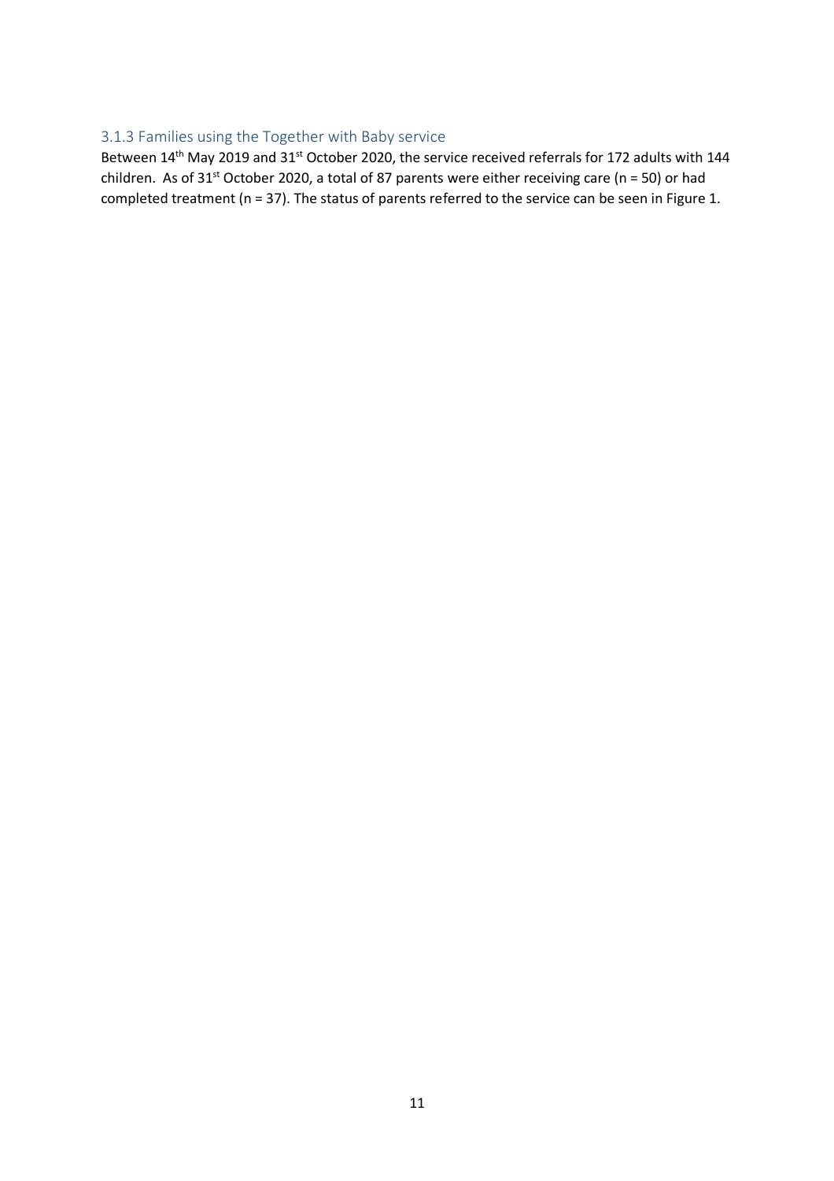### 3.1.3 Families using the Together with Baby service

Between 14th May 2019 and 31st October 2020, the service received referrals for 172 adults with 144 children. As of 31st October 2020, a total of 87 parents were either receiving care (n = 50) or had completed treatment (n = 37). The status of parents referred to the service can be seen in Figure 1.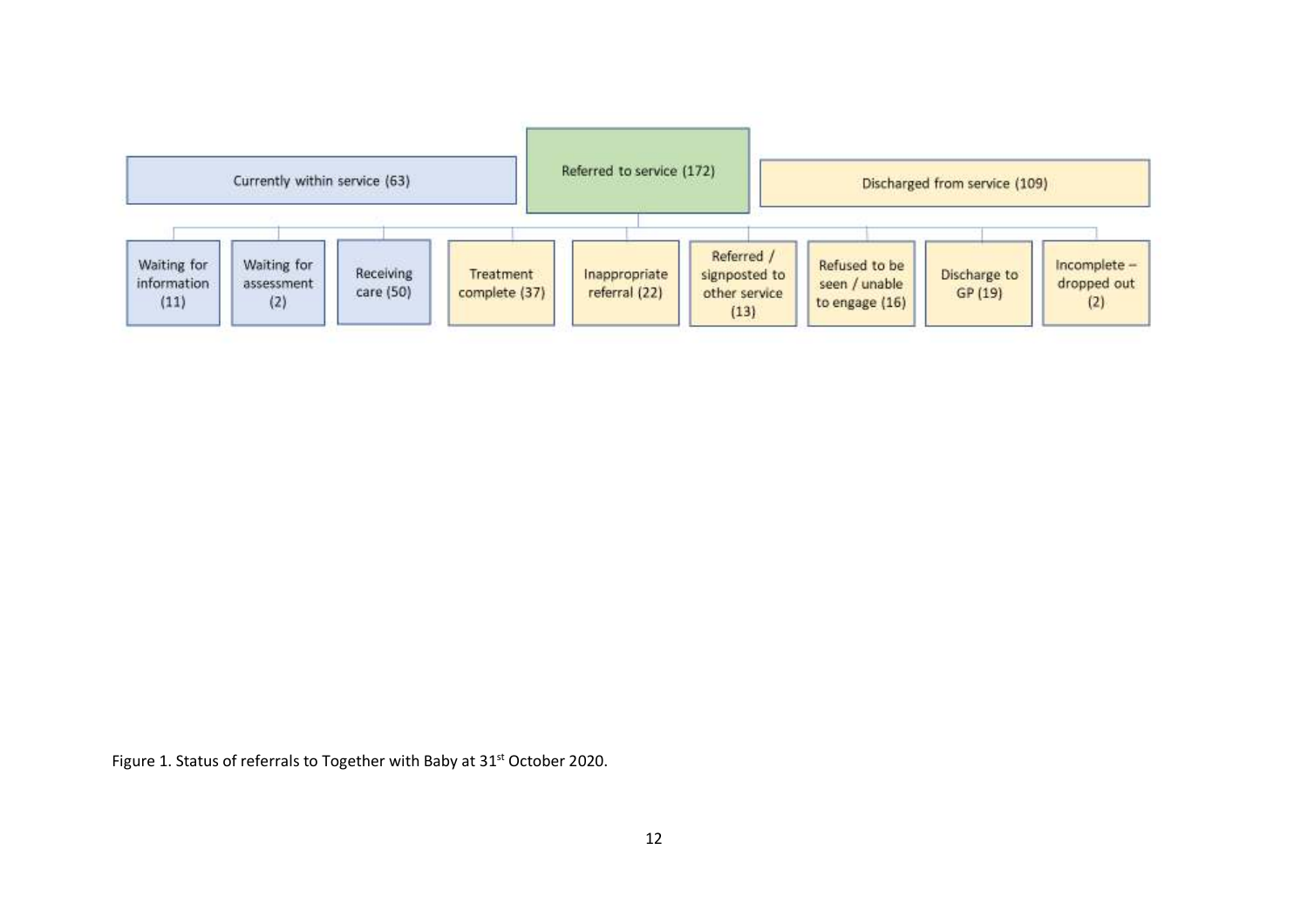Currently within service (63)

Referred to service (172)

Discharged from service (109)

- Waiting for information (11)
- Waiting for assessment (2)
- Receiving care (50)
- Treatment complete (37)
- Inappropriate referral (22)
- Referred / signposted to other service (13)
- Refused to be seen / unable to engage (16)
- Discharge to GP (19)
- Incomplete – dropped out (2)

Figure 1. Status of referrals to Together with Baby at 31st October 2020.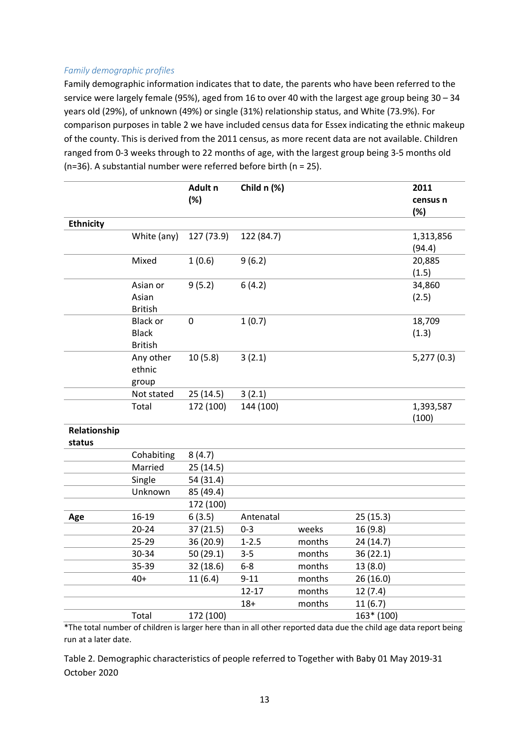*Family demographic profiles*

Family demographic information indicates that to date, the parents who have been referred to the service were largely female (95%), aged from 16 to over 40 with the largest age group being 30 – 34 years old (29%), of unknown (49%) or single (31%) relationship status, and White (73.9%). For comparison purposes in table 2 we have included census data for Essex indicating the ethnic makeup of the county. This is derived from the 2011 census, as more recent data are not available. Children ranged from 0-3 weeks through to 22 months of age, with the largest group being 3-5 months old (n=36). A substantial number were referred before birth (n = 25).

| | | Adult n (%) | Child n (%) | | | 2011 census n (%) |
|---|---|---|---|---|---|---|
| **Ethnicity** | | | | | | |
| | White (any) | 127 (73.9) | 122 (84.7) | | | 1,313,856 (94.4) |
| | Mixed | 1 (0.6) | 9 (6.2) | | | 20,885 (1.5) |
| | Asian or Asian British | 9 (5.2) | 6 (4.2) | | | 34,860 (2.5) |
| | Black or Black British | 0 | 1 (0.7) | | | 18,709 (1.3) |
| | Any other ethnic group | 10 (5.8) | 3 (2.1) | | | 5,277 (0.3) |
| | Not stated | 25 (14.5) | 3 (2.1) | | | |
| | Total | 172 (100) | 144 (100) | | | 1,393,587 (100) |
| **Relationship status** | | | | | | |
| | Cohabiting | 8 (4.7) | | | | |
| | Married | 25 (14.5) | | | | |
| | Single | 54 (31.4) | | | | |
| | Unknown | 85 (49.4) | | | | |
| | | 172 (100) | | | | |
| **Age** | 16-19 | 6 (3.5) | Antenatal | | 25 (15.3) | |
| | 20-24 | 37 (21.5) | 0-3 | weeks | 16 (9.8) | |
| | 25-29 | 36 (20.9) | 1-2.5 | months | 24 (14.7) | |
| | 30-34 | 50 (29.1) | 3-5 | months | 36 (22.1) | |
| | 35-39 | 32 (18.6) | 6-8 | months | 13 (8.0) | |
| | 40+ | 11 (6.4) | 9-11 | months | 26 (16.0) | |
| | | | 12-17 | months | 12 (7.4) | |
| | | | 18+ | months | 11 (6.7) | |
| | Total | 172 (100) | | | 163* (100) | |

*The total number of children is larger here than in all other reported data due the child age data report being run at a later date.

Table 2. Demographic characteristics of people referred to Together with Baby 01 May 2019-31 October 2020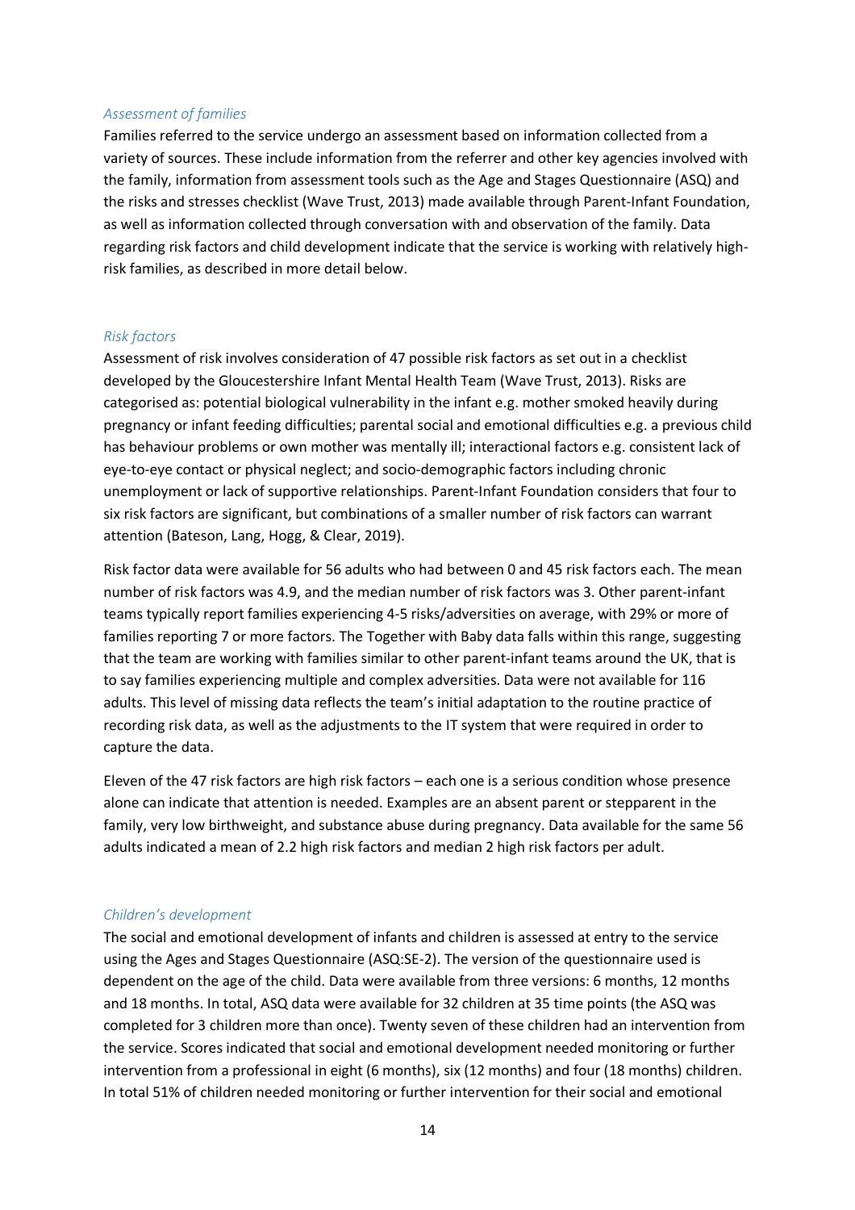### *Assessment of families*

Families referred to the service undergo an assessment based on information collected from a variety of sources. These include information from the referrer and other key agencies involved with the family, information from assessment tools such as the Age and Stages Questionnaire (ASQ) and the risks and stresses checklist (Wave Trust, 2013) made available through Parent-Infant Foundation, as well as information collected through conversation with and observation of the family. Data regarding risk factors and child development indicate that the service is working with relatively high-risk families, as described in more detail below.

### *Risk factors*

Assessment of risk involves consideration of 47 possible risk factors as set out in a checklist developed by the Gloucestershire Infant Mental Health Team (Wave Trust, 2013). Risks are categorised as: potential biological vulnerability in the infant e.g. mother smoked heavily during pregnancy or infant feeding difficulties; parental social and emotional difficulties e.g. a previous child has behaviour problems or own mother was mentally ill; interactional factors e.g. consistent lack of eye-to-eye contact or physical neglect; and socio-demographic factors including chronic unemployment or lack of supportive relationships. Parent-Infant Foundation considers that four to six risk factors are significant, but combinations of a smaller number of risk factors can warrant attention (Bateson, Lang, Hogg, & Clear, 2019).

Risk factor data were available for 56 adults who had between 0 and 45 risk factors each. The mean number of risk factors was 4.9, and the median number of risk factors was 3. Other parent-infant teams typically report families experiencing 4-5 risks/adversities on average, with 29% or more of families reporting 7 or more factors. The Together with Baby data falls within this range, suggesting that the team are working with families similar to other parent-infant teams around the UK, that is to say families experiencing multiple and complex adversities. Data were not available for 116 adults. This level of missing data reflects the team's initial adaptation to the routine practice of recording risk data, as well as the adjustments to the IT system that were required in order to capture the data.

Eleven of the 47 risk factors are high risk factors – each one is a serious condition whose presence alone can indicate that attention is needed. Examples are an absent parent or stepparent in the family, very low birthweight, and substance abuse during pregnancy. Data available for the same 56 adults indicated a mean of 2.2 high risk factors and median 2 high risk factors per adult.

### *Children's development*

The social and emotional development of infants and children is assessed at entry to the service using the Ages and Stages Questionnaire (ASQ:SE-2). The version of the questionnaire used is dependent on the age of the child. Data were available from three versions: 6 months, 12 months and 18 months. In total, ASQ data were available for 32 children at 35 time points (the ASQ was completed for 3 children more than once). Twenty seven of these children had an intervention from the service. Scores indicated that social and emotional development needed monitoring or further intervention from a professional in eight (6 months), six (12 months) and four (18 months) children. In total 51% of children needed monitoring or further intervention for their social and emotional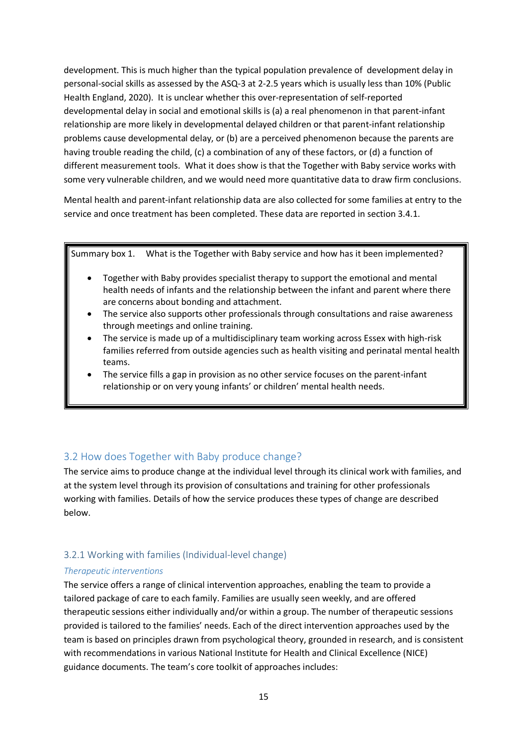development. This is much higher than the typical population prevalence of development delay in personal-social skills as assessed by the ASQ-3 at 2-2.5 years which is usually less than 10% (Public Health England, 2020). It is unclear whether this over-representation of self-reported developmental delay in social and emotional skills is (a) a real phenomenon in that parent-infant relationship are more likely in developmental delayed children or that parent-infant relationship problems cause developmental delay, or (b) are a perceived phenomenon because the parents are having trouble reading the child, (c) a combination of any of these factors, or (d) a function of different measurement tools. What it does show is that the Together with Baby service works with some very vulnerable children, and we would need more quantitative data to draw firm conclusions.

Mental health and parent-infant relationship data are also collected for some families at entry to the service and once treatment has been completed. These data are reported in section 3.4.1.

> Summary box 1. What is the Together with Baby service and how has it been implemented?
>
> - Together with Baby provides specialist therapy to support the emotional and mental health needs of infants and the relationship between the infant and parent where there are concerns about bonding and attachment.
> - The service also supports other professionals through consultations and raise awareness through meetings and online training.
> - The service is made up of a multidisciplinary team working across Essex with high-risk families referred from outside agencies such as health visiting and perinatal mental health teams.
> - The service fills a gap in provision as no other service focuses on the parent-infant relationship or on very young infants' or children' mental health needs.

## 3.2 How does Together with Baby produce change?

The service aims to produce change at the individual level through its clinical work with families, and at the system level through its provision of consultations and training for other professionals working with families. Details of how the service produces these types of change are described below.

### 3.2.1 Working with families (Individual-level change)

*Therapeutic interventions*

The service offers a range of clinical intervention approaches, enabling the team to provide a tailored package of care to each family. Families are usually seen weekly, and are offered therapeutic sessions either individually and/or within a group. The number of therapeutic sessions provided is tailored to the families' needs. Each of the direct intervention approaches used by the team is based on principles drawn from psychological theory, grounded in research, and is consistent with recommendations in various National Institute for Health and Clinical Excellence (NICE) guidance documents. The team's core toolkit of approaches includes: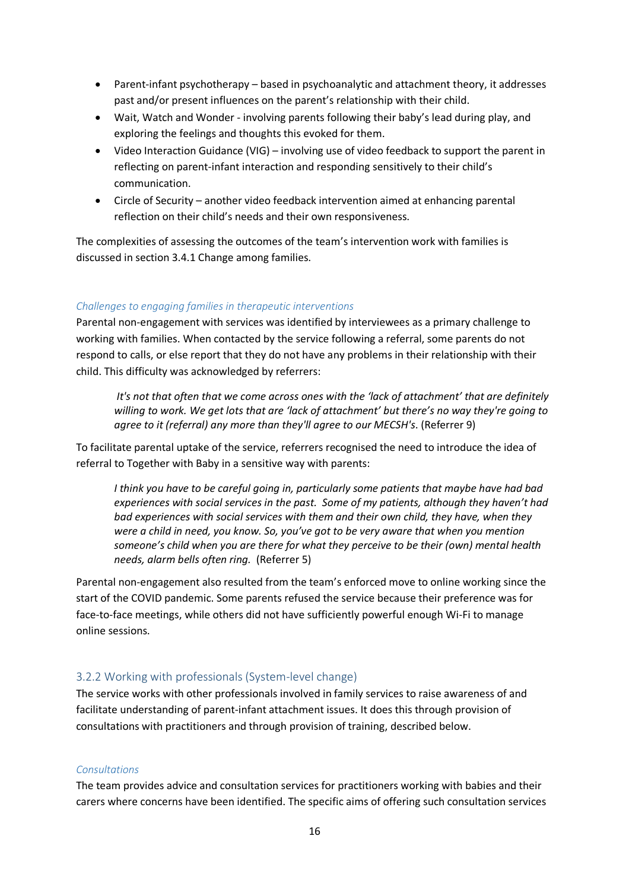- Parent-infant psychotherapy – based in psychoanalytic and attachment theory, it addresses past and/or present influences on the parent's relationship with their child.
- Wait, Watch and Wonder - involving parents following their baby's lead during play, and exploring the feelings and thoughts this evoked for them.
- Video Interaction Guidance (VIG) – involving use of video feedback to support the parent in reflecting on parent-infant interaction and responding sensitively to their child's communication.
- Circle of Security – another video feedback intervention aimed at enhancing parental reflection on their child's needs and their own responsiveness.

The complexities of assessing the outcomes of the team's intervention work with families is discussed in section 3.4.1 Change among families.

#### *Challenges to engaging families in therapeutic interventions*

Parental non-engagement with services was identified by interviewees as a primary challenge to working with families. When contacted by the service following a referral, some parents do not respond to calls, or else report that they do not have any problems in their relationship with their child. This difficulty was acknowledged by referrers:

> *It's not that often that we come across ones with the 'lack of attachment' that are definitely willing to work. We get lots that are 'lack of attachment' but there's no way they're going to agree to it (referral) any more than they'll agree to our MECSH's.* (Referrer 9)

To facilitate parental uptake of the service, referrers recognised the need to introduce the idea of referral to Together with Baby in a sensitive way with parents:

> *I think you have to be careful going in, particularly some patients that maybe have had bad experiences with social services in the past. Some of my patients, although they haven't had bad experiences with social services with them and their own child, they have, when they were a child in need, you know. So, you've got to be very aware that when you mention someone's child when you are there for what they perceive to be their (own) mental health needs, alarm bells often ring.* (Referrer 5)

Parental non-engagement also resulted from the team's enforced move to online working since the start of the COVID pandemic. Some parents refused the service because their preference was for face-to-face meetings, while others did not have sufficiently powerful enough Wi-Fi to manage online sessions.

### 3.2.2 Working with professionals (System-level change)

The service works with other professionals involved in family services to raise awareness of and facilitate understanding of parent-infant attachment issues. It does this through provision of consultations with practitioners and through provision of training, described below.

#### *Consultations*

The team provides advice and consultation services for practitioners working with babies and their carers where concerns have been identified. The specific aims of offering such consultation services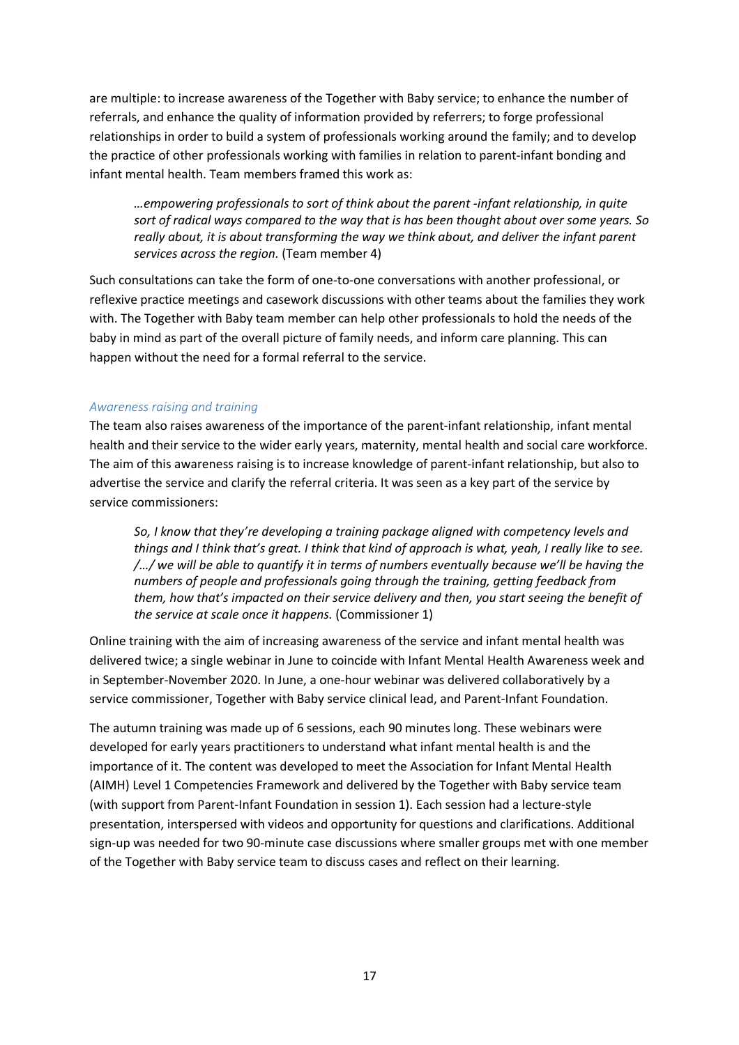are multiple: to increase awareness of the Together with Baby service; to enhance the number of referrals, and enhance the quality of information provided by referrers; to forge professional relationships in order to build a system of professionals working around the family; and to develop the practice of other professionals working with families in relation to parent-infant bonding and infant mental health. Team members framed this work as:

> *…empowering professionals to sort of think about the parent -infant relationship, in quite sort of radical ways compared to the way that is has been thought about over some years. So really about, it is about transforming the way we think about, and deliver the infant parent services across the region.* (Team member 4)

Such consultations can take the form of one-to-one conversations with another professional, or reflexive practice meetings and casework discussions with other teams about the families they work with. The Together with Baby team member can help other professionals to hold the needs of the baby in mind as part of the overall picture of family needs, and inform care planning. This can happen without the need for a formal referral to the service.

### *Awareness raising and training*

The team also raises awareness of the importance of the parent-infant relationship, infant mental health and their service to the wider early years, maternity, mental health and social care workforce. The aim of this awareness raising is to increase knowledge of parent-infant relationship, but also to advertise the service and clarify the referral criteria. It was seen as a key part of the service by service commissioners:

> *So, I know that they're developing a training package aligned with competency levels and things and I think that's great. I think that kind of approach is what, yeah, I really like to see. /…/ we will be able to quantify it in terms of numbers eventually because we'll be having the numbers of people and professionals going through the training, getting feedback from them, how that's impacted on their service delivery and then, you start seeing the benefit of the service at scale once it happens.* (Commissioner 1)

Online training with the aim of increasing awareness of the service and infant mental health was delivered twice; a single webinar in June to coincide with Infant Mental Health Awareness week and in September-November 2020. In June, a one-hour webinar was delivered collaboratively by a service commissioner, Together with Baby service clinical lead, and Parent-Infant Foundation.

The autumn training was made up of 6 sessions, each 90 minutes long. These webinars were developed for early years practitioners to understand what infant mental health is and the importance of it. The content was developed to meet the Association for Infant Mental Health (AIMH) Level 1 Competencies Framework and delivered by the Together with Baby service team (with support from Parent-Infant Foundation in session 1). Each session had a lecture-style presentation, interspersed with videos and opportunity for questions and clarifications. Additional sign-up was needed for two 90-minute case discussions where smaller groups met with one member of the Together with Baby service team to discuss cases and reflect on their learning.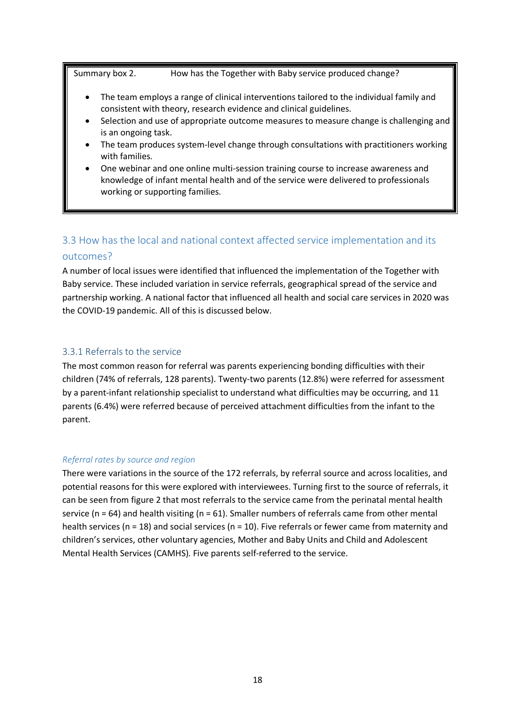Summary box 2. How has the Together with Baby service produced change?

- The team employs a range of clinical interventions tailored to the individual family and consistent with theory, research evidence and clinical guidelines.
- Selection and use of appropriate outcome measures to measure change is challenging and is an ongoing task.
- The team produces system-level change through consultations with practitioners working with families.
- One webinar and one online multi-session training course to increase awareness and knowledge of infant mental health and of the service were delivered to professionals working or supporting families.

## 3.3 How has the local and national context affected service implementation and its outcomes?

A number of local issues were identified that influenced the implementation of the Together with Baby service. These included variation in service referrals, geographical spread of the service and partnership working. A national factor that influenced all health and social care services in 2020 was the COVID-19 pandemic. All of this is discussed below.

### 3.3.1 Referrals to the service

The most common reason for referral was parents experiencing bonding difficulties with their children (74% of referrals, 128 parents). Twenty-two parents (12.8%) were referred for assessment by a parent-infant relationship specialist to understand what difficulties may be occurring, and 11 parents (6.4%) were referred because of perceived attachment difficulties from the infant to the parent.

*Referral rates by source and region*

There were variations in the source of the 172 referrals, by referral source and across localities, and potential reasons for this were explored with interviewees. Turning first to the source of referrals, it can be seen from figure 2 that most referrals to the service came from the perinatal mental health service (n = 64) and health visiting (n = 61). Smaller numbers of referrals came from other mental health services (n = 18) and social services (n = 10). Five referrals or fewer came from maternity and children's services, other voluntary agencies, Mother and Baby Units and Child and Adolescent Mental Health Services (CAMHS). Five parents self-referred to the service.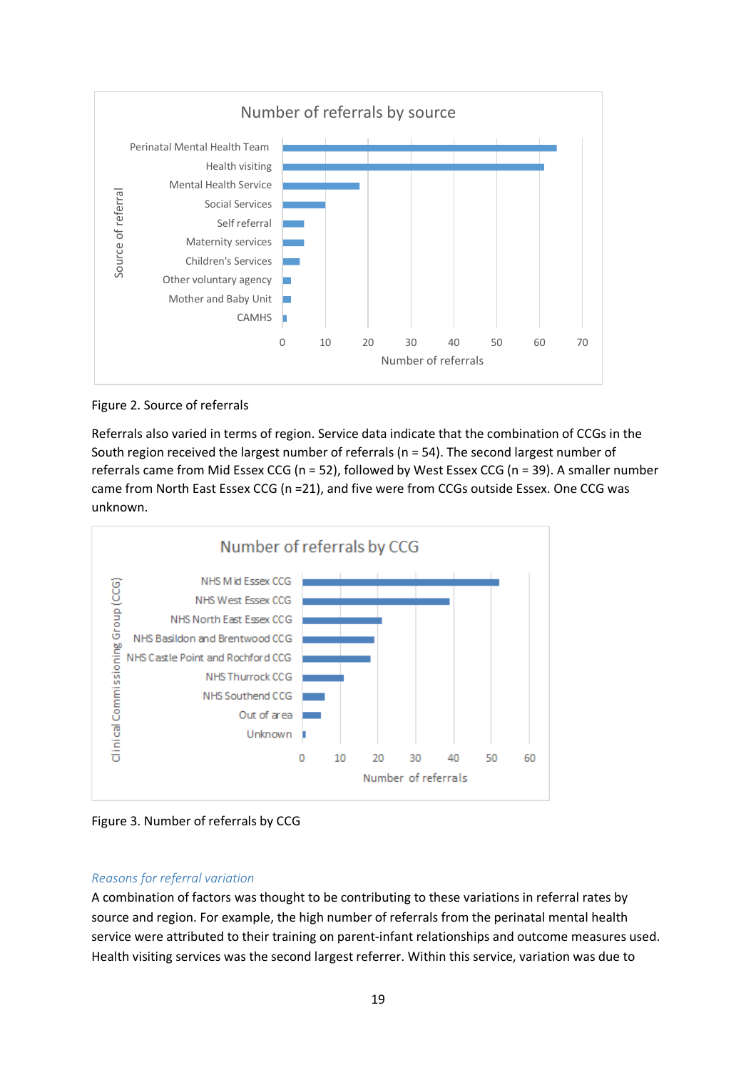Figure 2. Source of referrals

Referrals also varied in terms of region. Service data indicate that the combination of CCGs in the South region received the largest number of referrals (n = 54). The second largest number of referrals came from Mid Essex CCG (n = 52), followed by West Essex CCG (n = 39). A smaller number came from North East Essex CCG (n =21), and five were from CCGs outside Essex. One CCG was unknown.

Figure 3. Number of referrals by CCG

*Reasons for referral variation*

A combination of factors was thought to be contributing to these variations in referral rates by source and region. For example, the high number of referrals from the perinatal mental health service were attributed to their training on parent-infant relationships and outcome measures used. Health visiting services was the second largest referrer. Within this service, variation was due to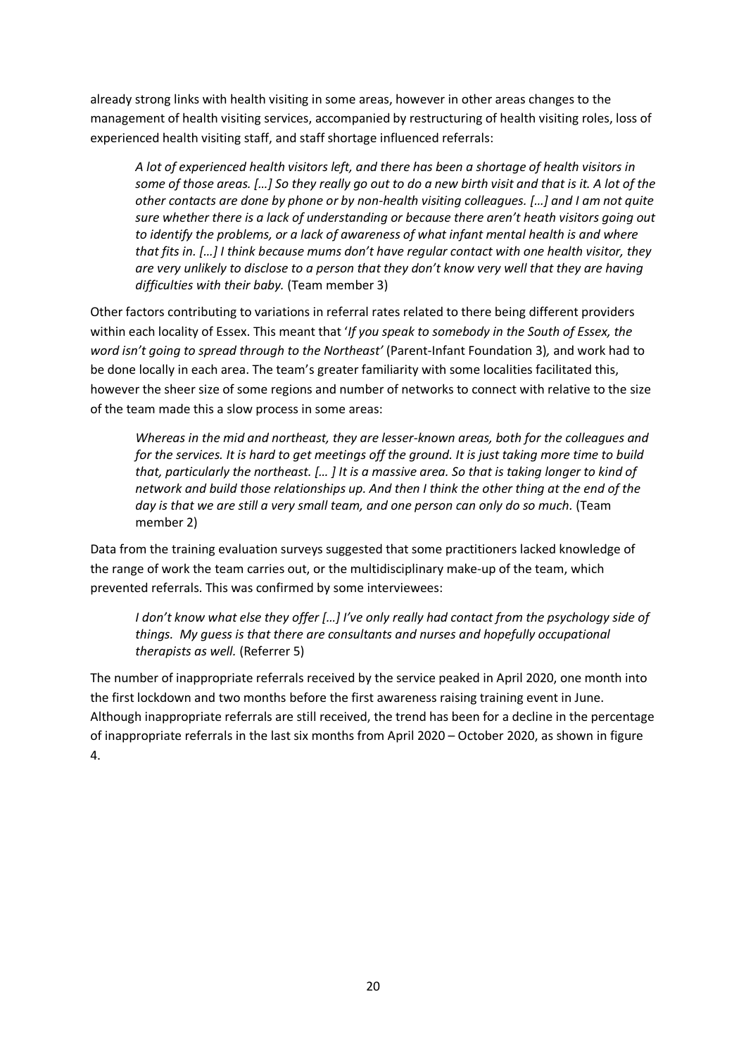already strong links with health visiting in some areas, however in other areas changes to the management of health visiting services, accompanied by restructuring of health visiting roles, loss of experienced health visiting staff, and staff shortage influenced referrals:

> *A lot of experienced health visitors left, and there has been a shortage of health visitors in some of those areas. […] So they really go out to do a new birth visit and that is it. A lot of the other contacts are done by phone or by non-health visiting colleagues. […] and I am not quite sure whether there is a lack of understanding or because there aren't heath visitors going out to identify the problems, or a lack of awareness of what infant mental health is and where that fits in. […] I think because mums don't have regular contact with one health visitor, they are very unlikely to disclose to a person that they don't know very well that they are having difficulties with their baby.* (Team member 3)

Other factors contributing to variations in referral rates related to there being different providers within each locality of Essex. This meant that '*If you speak to somebody in the South of Essex, the word isn't going to spread through to the Northeast'* (Parent-Infant Foundation 3)*,* and work had to be done locally in each area. The team's greater familiarity with some localities facilitated this, however the sheer size of some regions and number of networks to connect with relative to the size of the team made this a slow process in some areas:

> *Whereas in the mid and northeast, they are lesser-known areas, both for the colleagues and for the services. It is hard to get meetings off the ground. It is just taking more time to build that, particularly the northeast. [… ] It is a massive area. So that is taking longer to kind of network and build those relationships up. And then I think the other thing at the end of the day is that we are still a very small team, and one person can only do so much.* (Team member 2)

Data from the training evaluation surveys suggested that some practitioners lacked knowledge of the range of work the team carries out, or the multidisciplinary make-up of the team, which prevented referrals. This was confirmed by some interviewees:

> *I don't know what else they offer […] I've only really had contact from the psychology side of things. My guess is that there are consultants and nurses and hopefully occupational therapists as well.* (Referrer 5)

The number of inappropriate referrals received by the service peaked in April 2020, one month into the first lockdown and two months before the first awareness raising training event in June. Although inappropriate referrals are still received, the trend has been for a decline in the percentage of inappropriate referrals in the last six months from April 2020 – October 2020, as shown in figure 4.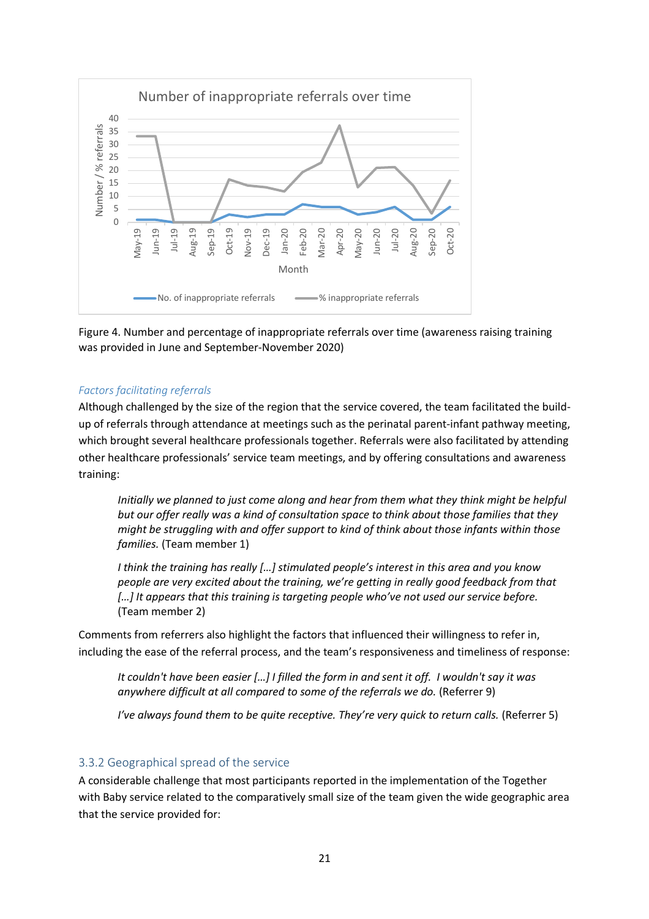Figure 4. Number and percentage of inappropriate referrals over time (awareness raising training was provided in June and September-November 2020)

*Factors facilitating referrals*

Although challenged by the size of the region that the service covered, the team facilitated the build-up of referrals through attendance at meetings such as the perinatal parent-infant pathway meeting, which brought several healthcare professionals together. Referrals were also facilitated by attending other healthcare professionals' service team meetings, and by offering consultations and awareness training:

> *Initially we planned to just come along and hear from them what they think might be helpful but our offer really was a kind of consultation space to think about those families that they might be struggling with and offer support to kind of think about those infants within those families.* (Team member 1)

> *I think the training has really […] stimulated people's interest in this area and you know people are very excited about the training, we're getting in really good feedback from that […] It appears that this training is targeting people who've not used our service before.* (Team member 2)

Comments from referrers also highlight the factors that influenced their willingness to refer in, including the ease of the referral process, and the team's responsiveness and timeliness of response:

> *It couldn't have been easier […] I filled the form in and sent it off. I wouldn't say it was anywhere difficult at all compared to some of the referrals we do.* (Referrer 9)

> *I've always found them to be quite receptive. They're very quick to return calls.* (Referrer 5)

### 3.3.2 Geographical spread of the service

A considerable challenge that most participants reported in the implementation of the Together with Baby service related to the comparatively small size of the team given the wide geographic area that the service provided for: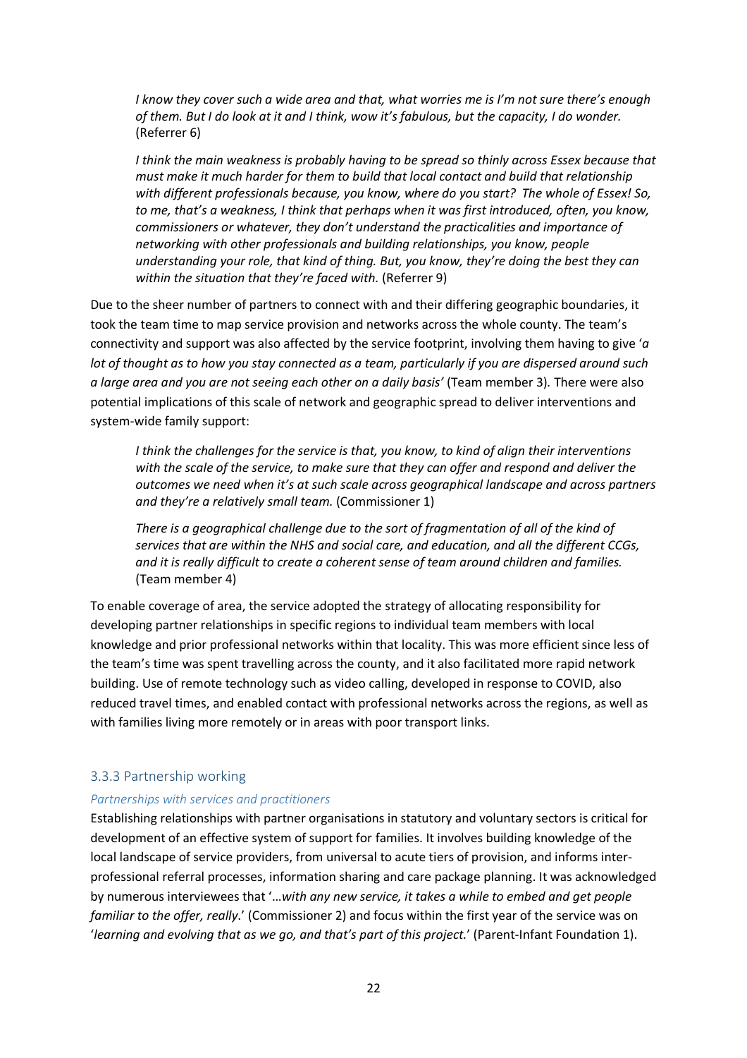> *I know they cover such a wide area and that, what worries me is I'm not sure there's enough of them. But I do look at it and I think, wow it's fabulous, but the capacity, I do wonder.* (Referrer 6)

> *I think the main weakness is probably having to be spread so thinly across Essex because that must make it much harder for them to build that local contact and build that relationship with different professionals because, you know, where do you start? The whole of Essex! So, to me, that's a weakness, I think that perhaps when it was first introduced, often, you know, commissioners or whatever, they don't understand the practicalities and importance of networking with other professionals and building relationships, you know, people understanding your role, that kind of thing. But, you know, they're doing the best they can within the situation that they're faced with.* (Referrer 9)

Due to the sheer number of partners to connect with and their differing geographic boundaries, it took the team time to map service provision and networks across the whole county. The team's connectivity and support was also affected by the service footprint, involving them having to give '*a lot of thought as to how you stay connected as a team, particularly if you are dispersed around such a large area and you are not seeing each other on a daily basis'* (Team member 3). There were also potential implications of this scale of network and geographic spread to deliver interventions and system-wide family support:

> *I think the challenges for the service is that, you know, to kind of align their interventions with the scale of the service, to make sure that they can offer and respond and deliver the outcomes we need when it's at such scale across geographical landscape and across partners and they're a relatively small team.* (Commissioner 1)

> *There is a geographical challenge due to the sort of fragmentation of all of the kind of services that are within the NHS and social care, and education, and all the different CCGs, and it is really difficult to create a coherent sense of team around children and families.* (Team member 4)

To enable coverage of area, the service adopted the strategy of allocating responsibility for developing partner relationships in specific regions to individual team members with local knowledge and prior professional networks within that locality. This was more efficient since less of the team's time was spent travelling across the county, and it also facilitated more rapid network building. Use of remote technology such as video calling, developed in response to COVID, also reduced travel times, and enabled contact with professional networks across the regions, as well as with families living more remotely or in areas with poor transport links.

### 3.3.3 Partnership working

#### *Partnerships with services and practitioners*

Establishing relationships with partner organisations in statutory and voluntary sectors is critical for development of an effective system of support for families. It involves building knowledge of the local landscape of service providers, from universal to acute tiers of provision, and informs inter-professional referral processes, information sharing and care package planning. It was acknowledged by numerous interviewees that '*…with any new service, it takes a while to embed and get people familiar to the offer, really*.' (Commissioner 2) and focus within the first year of the service was on '*learning and evolving that as we go, and that's part of this project.*' (Parent-Infant Foundation 1).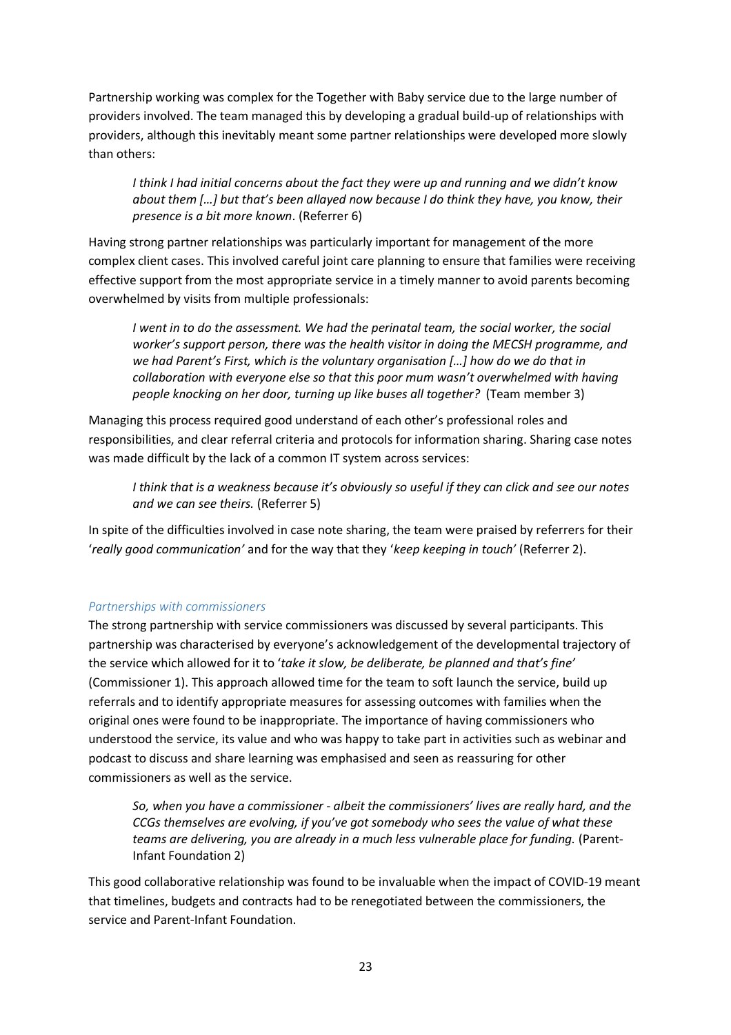Partnership working was complex for the Together with Baby service due to the large number of providers involved. The team managed this by developing a gradual build-up of relationships with providers, although this inevitably meant some partner relationships were developed more slowly than others:

> *I think I had initial concerns about the fact they were up and running and we didn't know about them […] but that's been allayed now because I do think they have, you know, their presence is a bit more known*. (Referrer 6)

Having strong partner relationships was particularly important for management of the more complex client cases. This involved careful joint care planning to ensure that families were receiving effective support from the most appropriate service in a timely manner to avoid parents becoming overwhelmed by visits from multiple professionals:

> *I went in to do the assessment. We had the perinatal team, the social worker, the social worker's support person, there was the health visitor in doing the MECSH programme, and we had Parent's First, which is the voluntary organisation […] how do we do that in collaboration with everyone else so that this poor mum wasn't overwhelmed with having people knocking on her door, turning up like buses all together?* (Team member 3)

Managing this process required good understand of each other's professional roles and responsibilities, and clear referral criteria and protocols for information sharing. Sharing case notes was made difficult by the lack of a common IT system across services:

> *I think that is a weakness because it's obviously so useful if they can click and see our notes and we can see theirs.* (Referrer 5)

In spite of the difficulties involved in case note sharing, the team were praised by referrers for their '*really good communication'* and for the way that they '*keep keeping in touch'* (Referrer 2).

### *Partnerships with commissioners*

The strong partnership with service commissioners was discussed by several participants. This partnership was characterised by everyone's acknowledgement of the developmental trajectory of the service which allowed for it to '*take it slow, be deliberate, be planned and that's fine'* (Commissioner 1). This approach allowed time for the team to soft launch the service, build up referrals and to identify appropriate measures for assessing outcomes with families when the original ones were found to be inappropriate. The importance of having commissioners who understood the service, its value and who was happy to take part in activities such as webinar and podcast to discuss and share learning was emphasised and seen as reassuring for other commissioners as well as the service.

> *So, when you have a commissioner - albeit the commissioners' lives are really hard, and the CCGs themselves are evolving, if you've got somebody who sees the value of what these teams are delivering, you are already in a much less vulnerable place for funding.* (Parent-Infant Foundation 2)

This good collaborative relationship was found to be invaluable when the impact of COVID-19 meant that timelines, budgets and contracts had to be renegotiated between the commissioners, the service and Parent-Infant Foundation.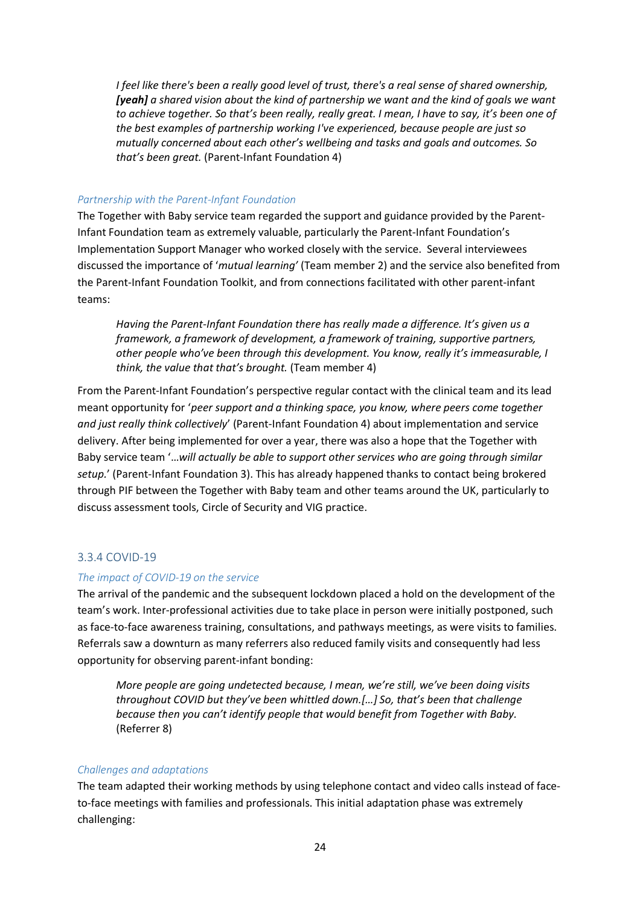> *I feel like there's been a really good level of trust, there's a real sense of shared ownership, **[yeah]** a shared vision about the kind of partnership we want and the kind of goals we want to achieve together. So that's been really, really great. I mean, I have to say, it's been one of the best examples of partnership working I've experienced, because people are just so mutually concerned about each other's wellbeing and tasks and goals and outcomes. So that's been great.* (Parent-Infant Foundation 4)

#### *Partnership with the Parent-Infant Foundation*

The Together with Baby service team regarded the support and guidance provided by the Parent-Infant Foundation team as extremely valuable, particularly the Parent-Infant Foundation's Implementation Support Manager who worked closely with the service. Several interviewees discussed the importance of '*mutual learning*' (Team member 2) and the service also benefited from the Parent-Infant Foundation Toolkit, and from connections facilitated with other parent-infant teams:

> *Having the Parent-Infant Foundation there has really made a difference. It's given us a framework, a framework of development, a framework of training, supportive partners, other people who've been through this development. You know, really it's immeasurable, I think, the value that that's brought.* (Team member 4)

From the Parent-Infant Foundation's perspective regular contact with the clinical team and its lead meant opportunity for '*peer support and a thinking space, you know, where peers come together and just really think collectively*' (Parent-Infant Foundation 4) about implementation and service delivery. After being implemented for over a year, there was also a hope that the Together with Baby service team '*…will actually be able to support other services who are going through similar setup.*' (Parent-Infant Foundation 3). This has already happened thanks to contact being brokered through PIF between the Together with Baby team and other teams around the UK, particularly to discuss assessment tools, Circle of Security and VIG practice.

### 3.3.4 COVID-19

#### *The impact of COVID-19 on the service*

The arrival of the pandemic and the subsequent lockdown placed a hold on the development of the team's work. Inter-professional activities due to take place in person were initially postponed, such as face-to-face awareness training, consultations, and pathways meetings, as were visits to families. Referrals saw a downturn as many referrers also reduced family visits and consequently had less opportunity for observing parent-infant bonding:

> *More people are going undetected because, I mean, we're still, we've been doing visits throughout COVID but they've been whittled down.[…] So, that's been that challenge because then you can't identify people that would benefit from Together with Baby.* (Referrer 8)

#### *Challenges and adaptations*

The team adapted their working methods by using telephone contact and video calls instead of face-to-face meetings with families and professionals. This initial adaptation phase was extremely challenging: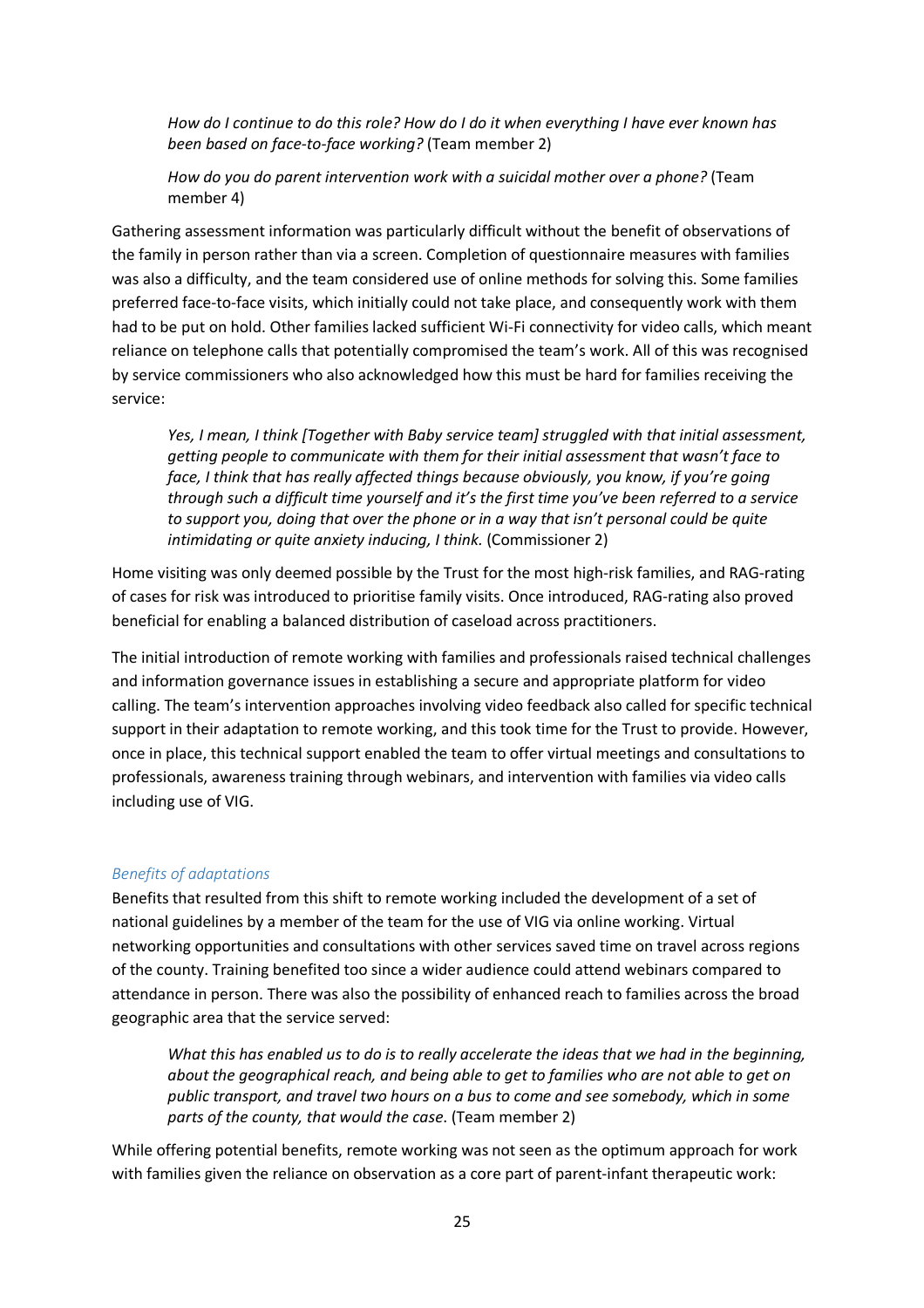*How do I continue to do this role? How do I do it when everything I have ever known has been based on face-to-face working?* (Team member 2)

*How do you do parent intervention work with a suicidal mother over a phone?* (Team member 4)

Gathering assessment information was particularly difficult without the benefit of observations of the family in person rather than via a screen. Completion of questionnaire measures with families was also a difficulty, and the team considered use of online methods for solving this. Some families preferred face-to-face visits, which initially could not take place, and consequently work with them had to be put on hold. Other families lacked sufficient Wi-Fi connectivity for video calls, which meant reliance on telephone calls that potentially compromised the team's work. All of this was recognised by service commissioners who also acknowledged how this must be hard for families receiving the service:

*Yes, I mean, I think [Together with Baby service team] struggled with that initial assessment, getting people to communicate with them for their initial assessment that wasn't face to face, I think that has really affected things because obviously, you know, if you're going through such a difficult time yourself and it's the first time you've been referred to a service to support you, doing that over the phone or in a way that isn't personal could be quite intimidating or quite anxiety inducing, I think.* (Commissioner 2)

Home visiting was only deemed possible by the Trust for the most high-risk families, and RAG-rating of cases for risk was introduced to prioritise family visits. Once introduced, RAG-rating also proved beneficial for enabling a balanced distribution of caseload across practitioners.

The initial introduction of remote working with families and professionals raised technical challenges and information governance issues in establishing a secure and appropriate platform for video calling. The team's intervention approaches involving video feedback also called for specific technical support in their adaptation to remote working, and this took time for the Trust to provide. However, once in place, this technical support enabled the team to offer virtual meetings and consultations to professionals, awareness training through webinars, and intervention with families via video calls including use of VIG.

### *Benefits of adaptations*

Benefits that resulted from this shift to remote working included the development of a set of national guidelines by a member of the team for the use of VIG via online working. Virtual networking opportunities and consultations with other services saved time on travel across regions of the county. Training benefited too since a wider audience could attend webinars compared to attendance in person. There was also the possibility of enhanced reach to families across the broad geographic area that the service served:

*What this has enabled us to do is to really accelerate the ideas that we had in the beginning, about the geographical reach, and being able to get to families who are not able to get on public transport, and travel two hours on a bus to come and see somebody, which in some parts of the county, that would the case.* (Team member 2)

While offering potential benefits, remote working was not seen as the optimum approach for work with families given the reliance on observation as a core part of parent-infant therapeutic work: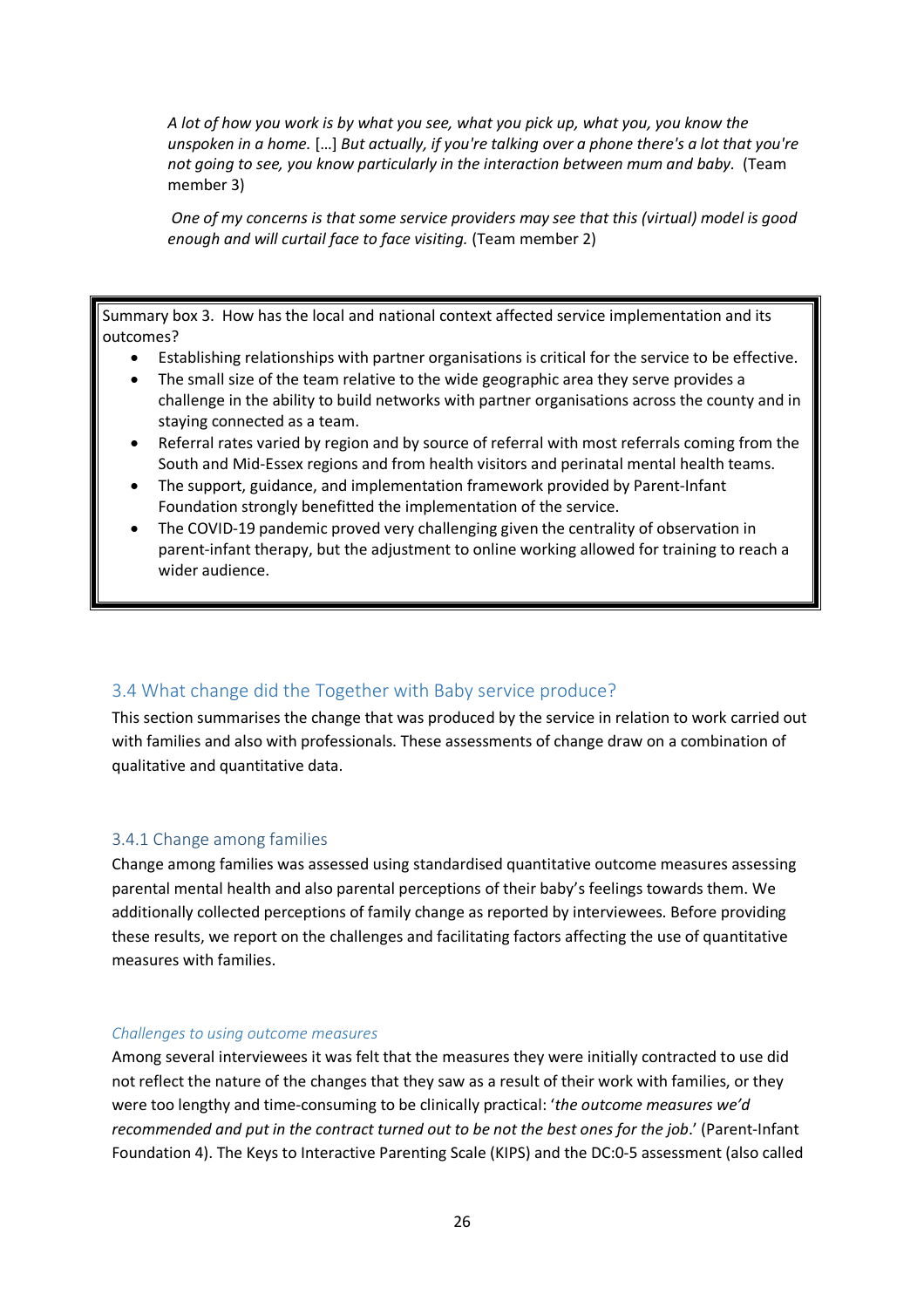*A lot of how you work is by what you see, what you pick up, what you, you know the unspoken in a home.* […] *But actually, if you're talking over a phone there's a lot that you're not going to see, you know particularly in the interaction between mum and baby.* (Team member 3)

*One of my concerns is that some service providers may see that this (virtual) model is good enough and will curtail face to face visiting.* (Team member 2)

> Summary box 3. How has the local and national context affected service implementation and its outcomes?
>
> - Establishing relationships with partner organisations is critical for the service to be effective.
> - The small size of the team relative to the wide geographic area they serve provides a challenge in the ability to build networks with partner organisations across the county and in staying connected as a team.
> - Referral rates varied by region and by source of referral with most referrals coming from the South and Mid-Essex regions and from health visitors and perinatal mental health teams.
> - The support, guidance, and implementation framework provided by Parent-Infant Foundation strongly benefitted the implementation of the service.
> - The COVID-19 pandemic proved very challenging given the centrality of observation in parent-infant therapy, but the adjustment to online working allowed for training to reach a wider audience.

## 3.4 What change did the Together with Baby service produce?

This section summarises the change that was produced by the service in relation to work carried out with families and also with professionals. These assessments of change draw on a combination of qualitative and quantitative data.

### 3.4.1 Change among families

Change among families was assessed using standardised quantitative outcome measures assessing parental mental health and also parental perceptions of their baby's feelings towards them. We additionally collected perceptions of family change as reported by interviewees. Before providing these results, we report on the challenges and facilitating factors affecting the use of quantitative measures with families.

#### *Challenges to using outcome measures*

Among several interviewees it was felt that the measures they were initially contracted to use did not reflect the nature of the changes that they saw as a result of their work with families, or they were too lengthy and time-consuming to be clinically practical: '*the outcome measures we'd recommended and put in the contract turned out to be not the best ones for the job*.' (Parent-Infant Foundation 4). The Keys to Interactive Parenting Scale (KIPS) and the DC:0-5 assessment (also called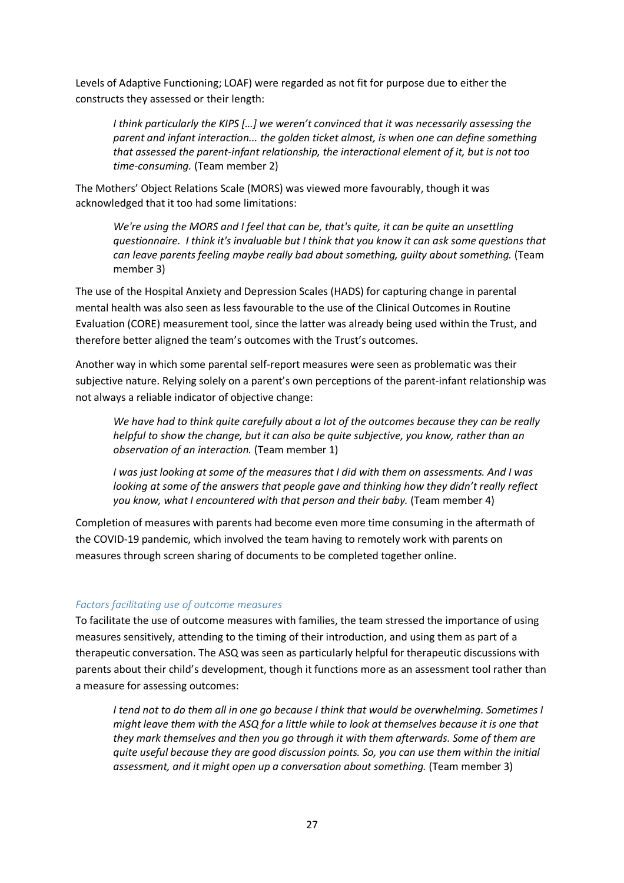Levels of Adaptive Functioning; LOAF) were regarded as not fit for purpose due to either the constructs they assessed or their length:

> *I think particularly the KIPS […] we weren't convinced that it was necessarily assessing the parent and infant interaction... the golden ticket almost, is when one can define something that assessed the parent-infant relationship, the interactional element of it, but is not too time-consuming.* (Team member 2)

The Mothers' Object Relations Scale (MORS) was viewed more favourably, though it was acknowledged that it too had some limitations:

> *We're using the MORS and I feel that can be, that's quite, it can be quite an unsettling questionnaire. I think it's invaluable but I think that you know it can ask some questions that can leave parents feeling maybe really bad about something, guilty about something.* (Team member 3)

The use of the Hospital Anxiety and Depression Scales (HADS) for capturing change in parental mental health was also seen as less favourable to the use of the Clinical Outcomes in Routine Evaluation (CORE) measurement tool, since the latter was already being used within the Trust, and therefore better aligned the team's outcomes with the Trust's outcomes.

Another way in which some parental self-report measures were seen as problematic was their subjective nature. Relying solely on a parent's own perceptions of the parent-infant relationship was not always a reliable indicator of objective change:

> *We have had to think quite carefully about a lot of the outcomes because they can be really helpful to show the change, but it can also be quite subjective, you know, rather than an observation of an interaction.* (Team member 1)

> *I was just looking at some of the measures that I did with them on assessments. And I was looking at some of the answers that people gave and thinking how they didn't really reflect you know, what I encountered with that person and their baby.* (Team member 4)

Completion of measures with parents had become even more time consuming in the aftermath of the COVID-19 pandemic, which involved the team having to remotely work with parents on measures through screen sharing of documents to be completed together online.

#### *Factors facilitating use of outcome measures*

To facilitate the use of outcome measures with families, the team stressed the importance of using measures sensitively, attending to the timing of their introduction, and using them as part of a therapeutic conversation. The ASQ was seen as particularly helpful for therapeutic discussions with parents about their child's development, though it functions more as an assessment tool rather than a measure for assessing outcomes:

> *I tend not to do them all in one go because I think that would be overwhelming. Sometimes I might leave them with the ASQ for a little while to look at themselves because it is one that they mark themselves and then you go through it with them afterwards. Some of them are quite useful because they are good discussion points. So, you can use them within the initial assessment, and it might open up a conversation about something.* (Team member 3)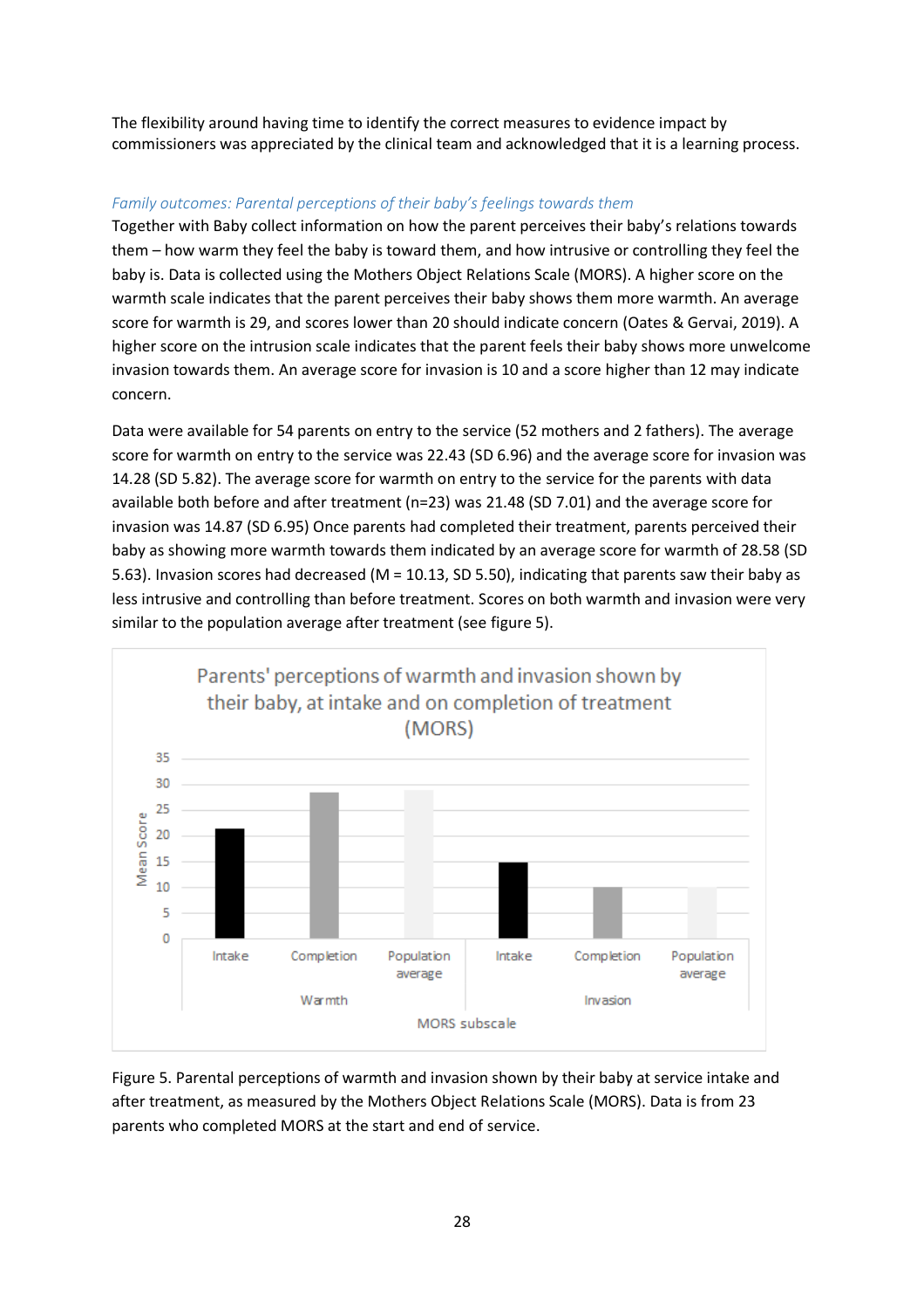The flexibility around having time to identify the correct measures to evidence impact by commissioners was appreciated by the clinical team and acknowledged that it is a learning process.

### *Family outcomes: Parental perceptions of their baby's feelings towards them*

Together with Baby collect information on how the parent perceives their baby's relations towards them – how warm they feel the baby is toward them, and how intrusive or controlling they feel the baby is. Data is collected using the Mothers Object Relations Scale (MORS). A higher score on the warmth scale indicates that the parent perceives their baby shows them more warmth. An average score for warmth is 29, and scores lower than 20 should indicate concern (Oates & Gervai, 2019). A higher score on the intrusion scale indicates that the parent feels their baby shows more unwelcome invasion towards them. An average score for invasion is 10 and a score higher than 12 may indicate concern.

Data were available for 54 parents on entry to the service (52 mothers and 2 fathers). The average score for warmth on entry to the service was 22.43 (SD 6.96) and the average score for invasion was 14.28 (SD 5.82). The average score for warmth on entry to the service for the parents with data available both before and after treatment (n=23) was 21.48 (SD 7.01) and the average score for invasion was 14.87 (SD 6.95) Once parents had completed their treatment, parents perceived their baby as showing more warmth towards them indicated by an average score for warmth of 28.58 (SD 5.63). Invasion scores had decreased (M = 10.13, SD 5.50), indicating that parents saw their baby as less intrusive and controlling than before treatment. Scores on both warmth and invasion were very similar to the population average after treatment (see figure 5).

Figure 5. Parental perceptions of warmth and invasion shown by their baby at service intake and after treatment, as measured by the Mothers Object Relations Scale (MORS). Data is from 23 parents who completed MORS at the start and end of service.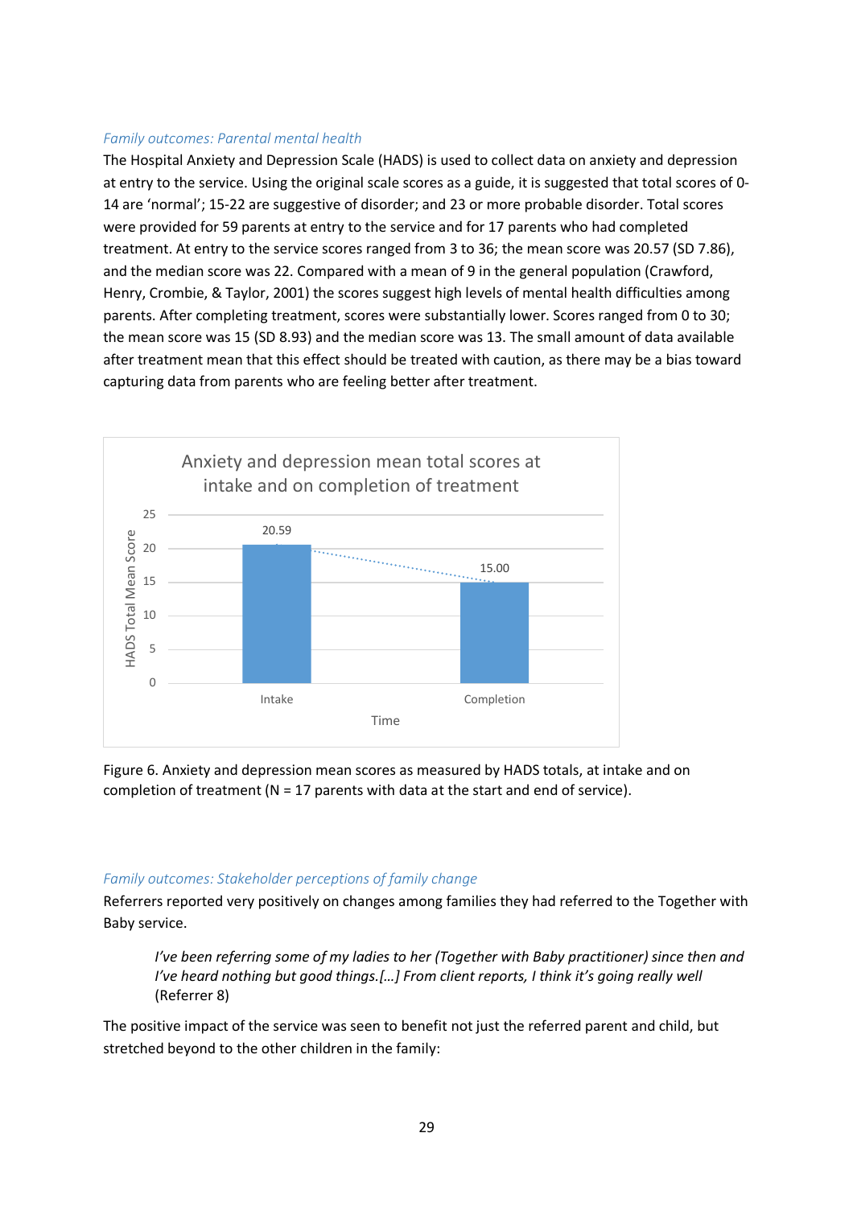### *Family outcomes: Parental mental health*

The Hospital Anxiety and Depression Scale (HADS) is used to collect data on anxiety and depression at entry to the service. Using the original scale scores as a guide, it is suggested that total scores of 0-14 are 'normal'; 15-22 are suggestive of disorder; and 23 or more probable disorder. Total scores were provided for 59 parents at entry to the service and for 17 parents who had completed treatment. At entry to the service scores ranged from 3 to 36; the mean score was 20.57 (SD 7.86), and the median score was 22. Compared with a mean of 9 in the general population (Crawford, Henry, Crombie, & Taylor, 2001) the scores suggest high levels of mental health difficulties among parents. After completing treatment, scores were substantially lower. Scores ranged from 0 to 30; the mean score was 15 (SD 8.93) and the median score was 13. The small amount of data available after treatment mean that this effect should be treated with caution, as there may be a bias toward capturing data from parents who are feeling better after treatment.

Figure 6. Anxiety and depression mean scores as measured by HADS totals, at intake and on completion of treatment (N = 17 parents with data at the start and end of service).

### *Family outcomes: Stakeholder perceptions of family change*

Referrers reported very positively on changes among families they had referred to the Together with Baby service.

> *I've been referring some of my ladies to her (Together with Baby practitioner) since then and I've heard nothing but good things.[…] From client reports, I think it's going really well* (Referrer 8)

The positive impact of the service was seen to benefit not just the referred parent and child, but stretched beyond to the other children in the family: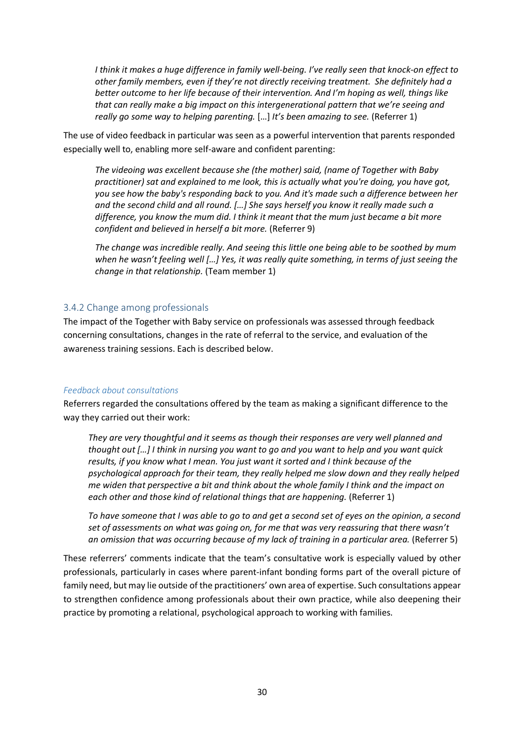*I think it makes a huge difference in family well-being. I've really seen that knock-on effect to other family members, even if they're not directly receiving treatment. She definitely had a better outcome to her life because of their intervention. And I'm hoping as well, things like that can really make a big impact on this intergenerational pattern that we're seeing and really go some way to helping parenting.* […] *It's been amazing to see.* (Referrer 1)

The use of video feedback in particular was seen as a powerful intervention that parents responded especially well to, enabling more self-aware and confident parenting:

*The videoing was excellent because she (the mother) said, (name of Together with Baby practitioner) sat and explained to me look, this is actually what you're doing, you have got, you see how the baby's responding back to you. And it's made such a difference between her and the second child and all round. […] She says herself you know it really made such a difference, you know the mum did. I think it meant that the mum just became a bit more confident and believed in herself a bit more.* (Referrer 9)

*The change was incredible really. And seeing this little one being able to be soothed by mum when he wasn't feeling well […] Yes, it was really quite something, in terms of just seeing the change in that relationship.* (Team member 1)

### 3.4.2 Change among professionals

The impact of the Together with Baby service on professionals was assessed through feedback concerning consultations, changes in the rate of referral to the service, and evaluation of the awareness training sessions. Each is described below.

#### *Feedback about consultations*

Referrers regarded the consultations offered by the team as making a significant difference to the way they carried out their work:

*They are very thoughtful and it seems as though their responses are very well planned and thought out […] I think in nursing you want to go and you want to help and you want quick results, if you know what I mean. You just want it sorted and I think because of the psychological approach for their team, they really helped me slow down and they really helped me widen that perspective a bit and think about the whole family I think and the impact on each other and those kind of relational things that are happening.* (Referrer 1)

*To have someone that I was able to go to and get a second set of eyes on the opinion, a second set of assessments on what was going on, for me that was very reassuring that there wasn't an omission that was occurring because of my lack of training in a particular area.* (Referrer 5)

These referrers' comments indicate that the team's consultative work is especially valued by other professionals, particularly in cases where parent-infant bonding forms part of the overall picture of family need, but may lie outside of the practitioners' own area of expertise. Such consultations appear to strengthen confidence among professionals about their own practice, while also deepening their practice by promoting a relational, psychological approach to working with families.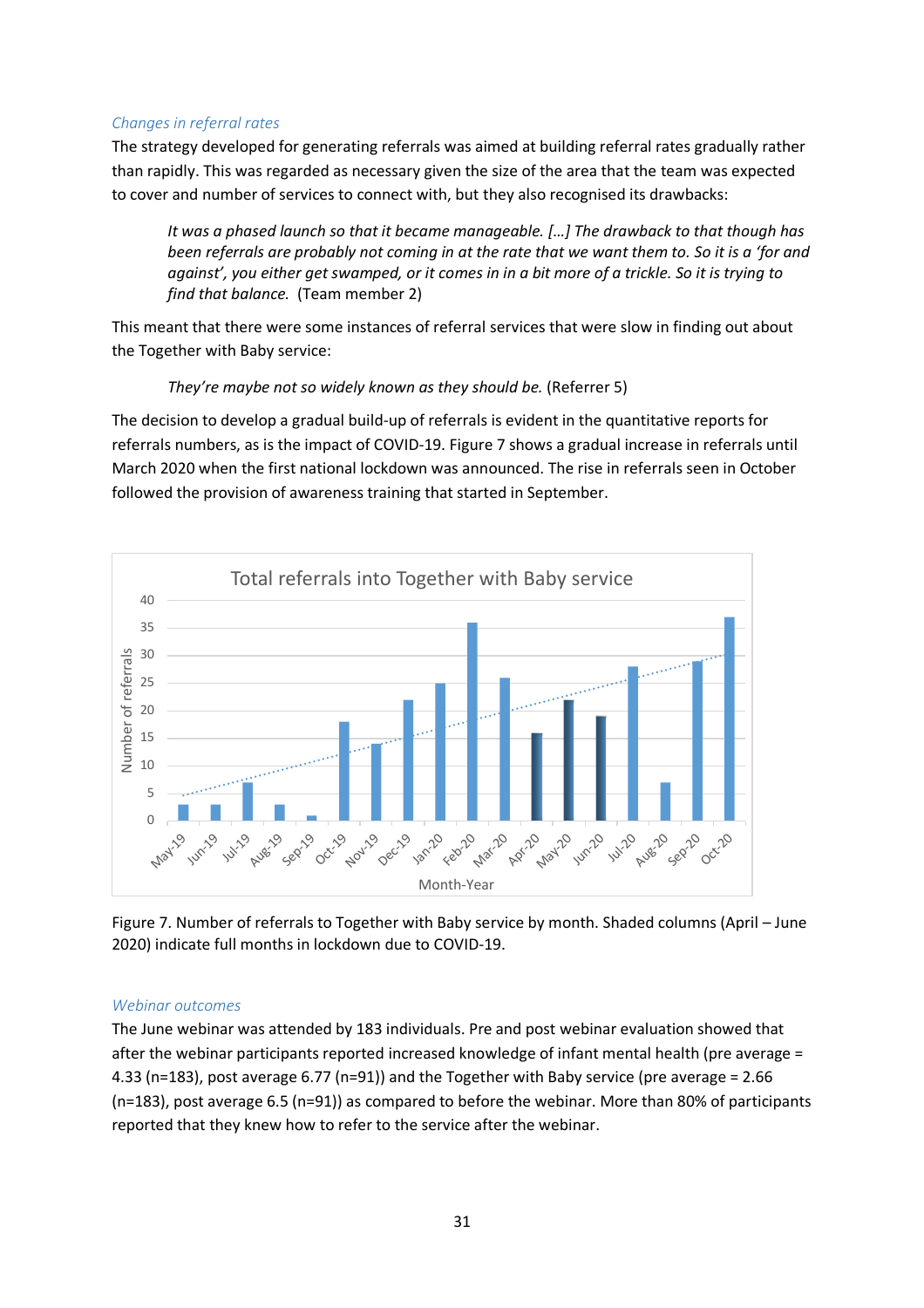### *Changes in referral rates*

The strategy developed for generating referrals was aimed at building referral rates gradually rather than rapidly. This was regarded as necessary given the size of the area that the team was expected to cover and number of services to connect with, but they also recognised its drawbacks:

> *It was a phased launch so that it became manageable. […] The drawback to that though has been referrals are probably not coming in at the rate that we want them to. So it is a 'for and against', you either get swamped, or it comes in in a bit more of a trickle. So it is trying to find that balance.* (Team member 2)

This meant that there were some instances of referral services that were slow in finding out about the Together with Baby service:

> *They're maybe not so widely known as they should be.* (Referrer 5)

The decision to develop a gradual build-up of referrals is evident in the quantitative reports for referrals numbers, as is the impact of COVID-19. Figure 7 shows a gradual increase in referrals until March 2020 when the first national lockdown was announced. The rise in referrals seen in October followed the provision of awareness training that started in September.

Figure 7. Number of referrals to Together with Baby service by month. Shaded columns (April – June 2020) indicate full months in lockdown due to COVID-19.

### *Webinar outcomes*

The June webinar was attended by 183 individuals. Pre and post webinar evaluation showed that after the webinar participants reported increased knowledge of infant mental health (pre average = 4.33 (n=183), post average 6.77 (n=91)) and the Together with Baby service (pre average = 2.66 (n=183), post average 6.5 (n=91)) as compared to before the webinar. More than 80% of participants reported that they knew how to refer to the service after the webinar.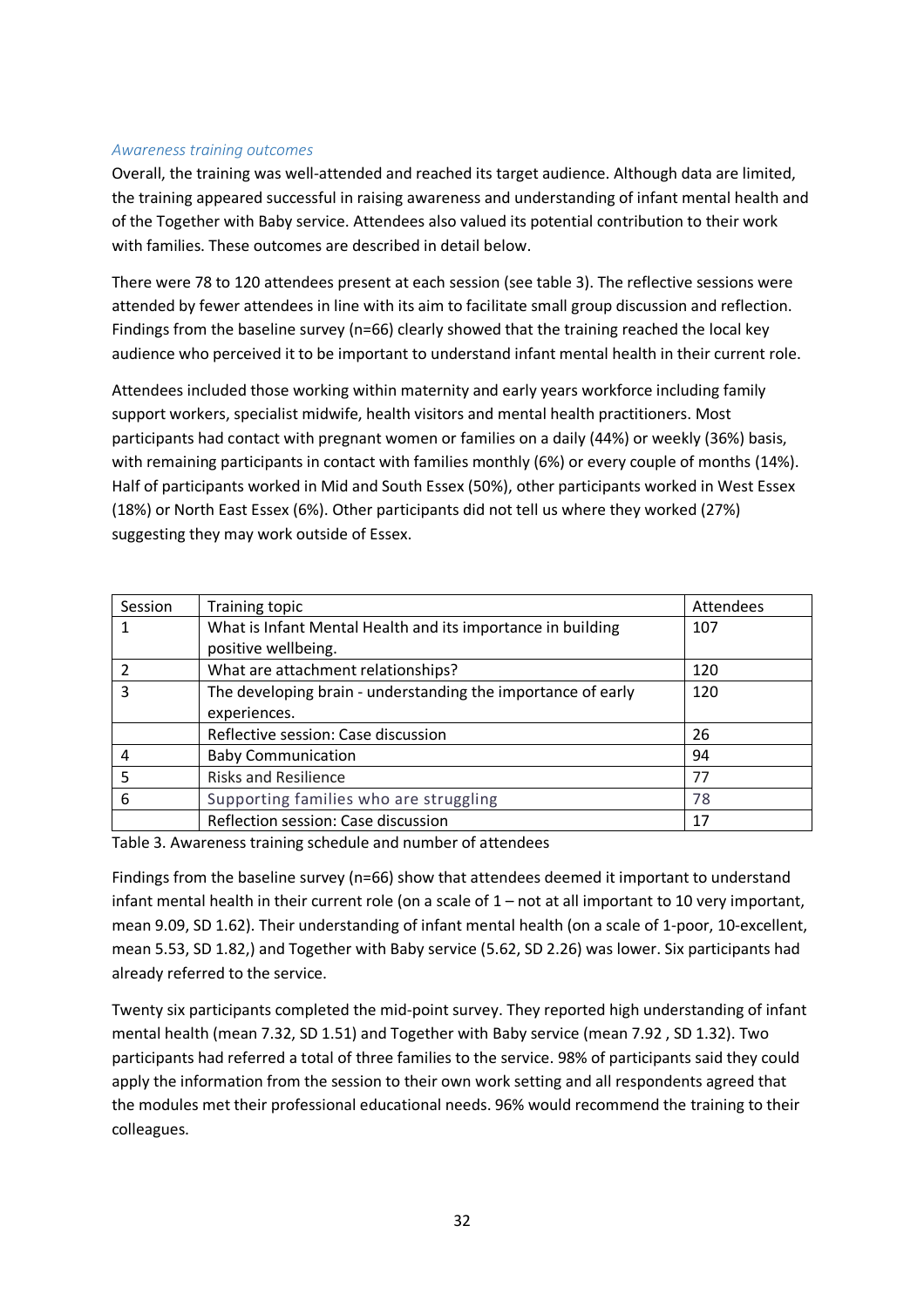### *Awareness training outcomes*

Overall, the training was well-attended and reached its target audience. Although data are limited, the training appeared successful in raising awareness and understanding of infant mental health and of the Together with Baby service. Attendees also valued its potential contribution to their work with families. These outcomes are described in detail below.

There were 78 to 120 attendees present at each session (see table 3). The reflective sessions were attended by fewer attendees in line with its aim to facilitate small group discussion and reflection. Findings from the baseline survey (n=66) clearly showed that the training reached the local key audience who perceived it to be important to understand infant mental health in their current role.

Attendees included those working within maternity and early years workforce including family support workers, specialist midwife, health visitors and mental health practitioners. Most participants had contact with pregnant women or families on a daily (44%) or weekly (36%) basis, with remaining participants in contact with families monthly (6%) or every couple of months (14%). Half of participants worked in Mid and South Essex (50%), other participants worked in West Essex (18%) or North East Essex (6%). Other participants did not tell us where they worked (27%) suggesting they may work outside of Essex.

| Session | Training topic | Attendees |
|---|---|---|
| 1 | What is Infant Mental Health and its importance in building positive wellbeing. | 107 |
| 2 | What are attachment relationships? | 120 |
| 3 | The developing brain - understanding the importance of early experiences. | 120 |
| | Reflective session: Case discussion | 26 |
| 4 | Baby Communication | 94 |
| 5 | Risks and Resilience | 77 |
| 6 | Supporting families who are struggling | 78 |
| | Reflection session: Case discussion | 17 |

Table 3. Awareness training schedule and number of attendees

Findings from the baseline survey (n=66) show that attendees deemed it important to understand infant mental health in their current role (on a scale of 1 – not at all important to 10 very important, mean 9.09, SD 1.62). Their understanding of infant mental health (on a scale of 1-poor, 10-excellent, mean 5.53, SD 1.82,) and Together with Baby service (5.62, SD 2.26) was lower. Six participants had already referred to the service.

Twenty six participants completed the mid-point survey. They reported high understanding of infant mental health (mean 7.32, SD 1.51) and Together with Baby service (mean 7.92 , SD 1.32). Two participants had referred a total of three families to the service. 98% of participants said they could apply the information from the session to their own work setting and all respondents agreed that the modules met their professional educational needs. 96% would recommend the training to their colleagues.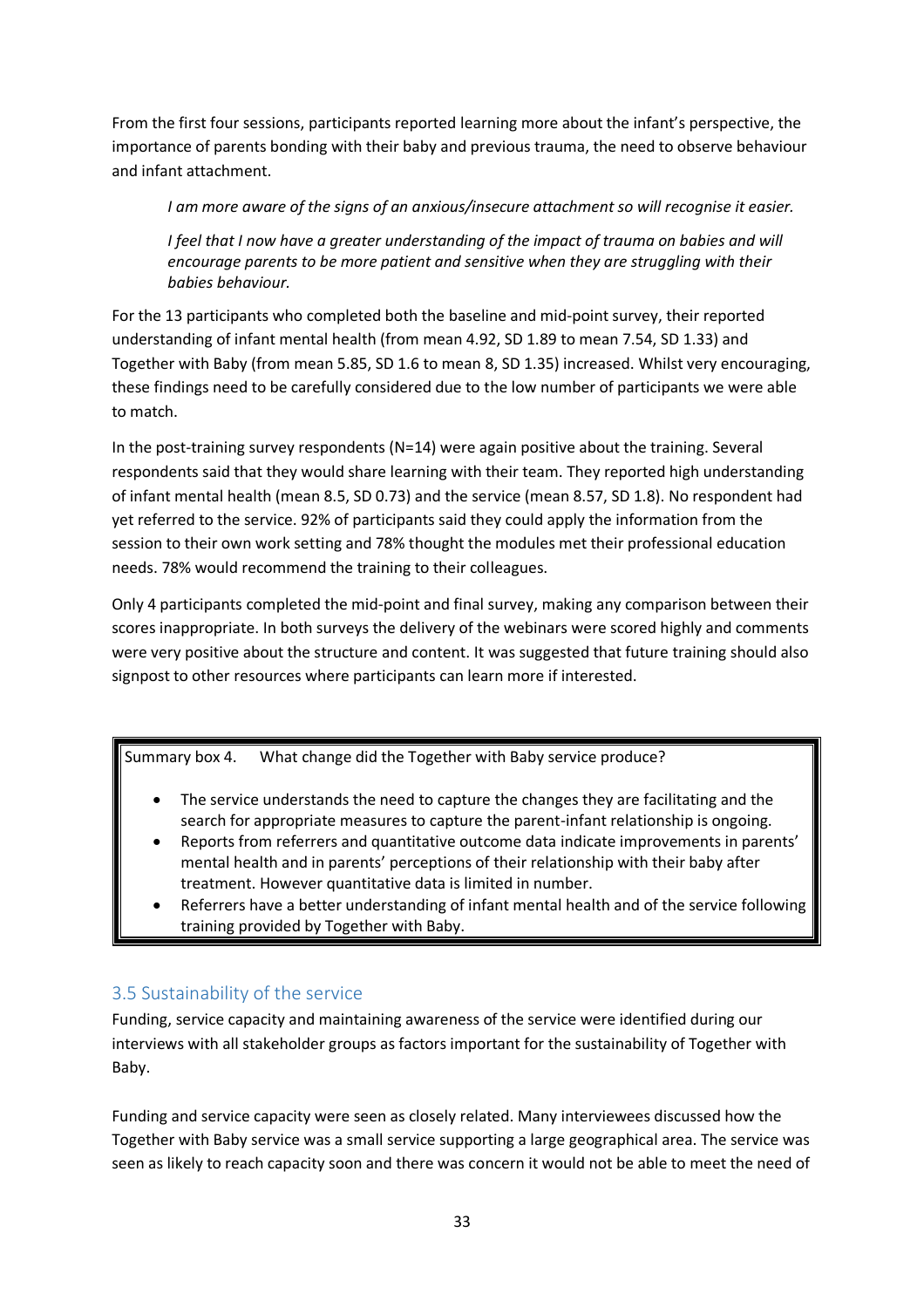From the first four sessions, participants reported learning more about the infant's perspective, the importance of parents bonding with their baby and previous trauma, the need to observe behaviour and infant attachment.

> *I am more aware of the signs of an anxious/insecure attachment so will recognise it easier.*
>
> *I feel that I now have a greater understanding of the impact of trauma on babies and will encourage parents to be more patient and sensitive when they are struggling with their babies behaviour.*

For the 13 participants who completed both the baseline and mid-point survey, their reported understanding of infant mental health (from mean 4.92, SD 1.89 to mean 7.54, SD 1.33) and Together with Baby (from mean 5.85, SD 1.6 to mean 8, SD 1.35) increased. Whilst very encouraging, these findings need to be carefully considered due to the low number of participants we were able to match.

In the post-training survey respondents (N=14) were again positive about the training. Several respondents said that they would share learning with their team. They reported high understanding of infant mental health (mean 8.5, SD 0.73) and the service (mean 8.57, SD 1.8). No respondent had yet referred to the service. 92% of participants said they could apply the information from the session to their own work setting and 78% thought the modules met their professional education needs. 78% would recommend the training to their colleagues.

Only 4 participants completed the mid-point and final survey, making any comparison between their scores inappropriate. In both surveys the delivery of the webinars were scored highly and comments were very positive about the structure and content. It was suggested that future training should also signpost to other resources where participants can learn more if interested.

> Summary box 4. What change did the Together with Baby service produce?
>
> - The service understands the need to capture the changes they are facilitating and the search for appropriate measures to capture the parent-infant relationship is ongoing.
> - Reports from referrers and quantitative outcome data indicate improvements in parents' mental health and in parents' perceptions of their relationship with their baby after treatment. However quantitative data is limited in number.
> - Referrers have a better understanding of infant mental health and of the service following training provided by Together with Baby.

## 3.5 Sustainability of the service

Funding, service capacity and maintaining awareness of the service were identified during our interviews with all stakeholder groups as factors important for the sustainability of Together with Baby.

Funding and service capacity were seen as closely related. Many interviewees discussed how the Together with Baby service was a small service supporting a large geographical area. The service was seen as likely to reach capacity soon and there was concern it would not be able to meet the need of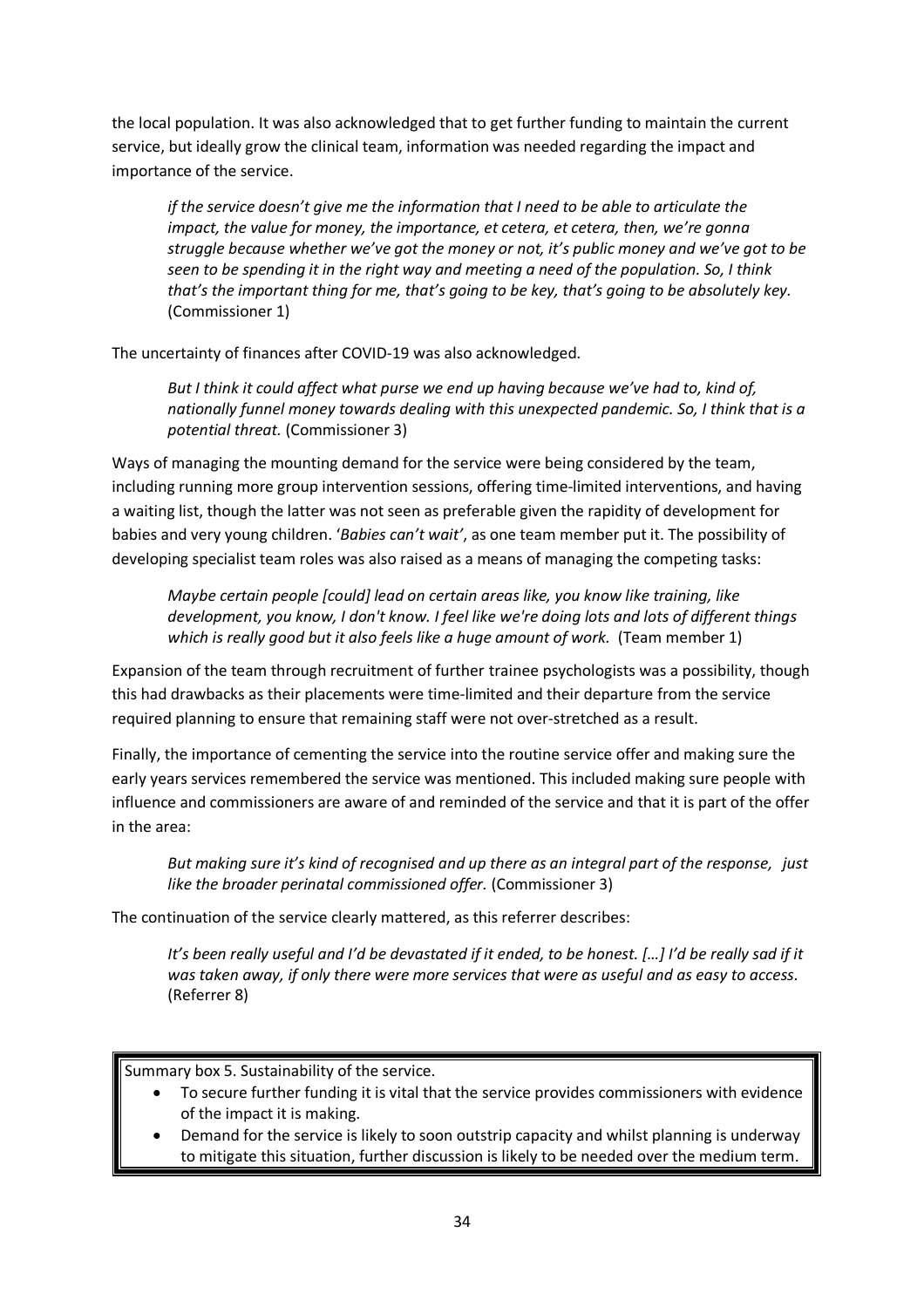the local population. It was also acknowledged that to get further funding to maintain the current service, but ideally grow the clinical team, information was needed regarding the impact and importance of the service.

> *if the service doesn't give me the information that I need to be able to articulate the impact, the value for money, the importance, et cetera, et cetera, then, we're gonna struggle because whether we've got the money or not, it's public money and we've got to be seen to be spending it in the right way and meeting a need of the population. So, I think that's the important thing for me, that's going to be key, that's going to be absolutely key.* (Commissioner 1)

The uncertainty of finances after COVID-19 was also acknowledged.

> *But I think it could affect what purse we end up having because we've had to, kind of, nationally funnel money towards dealing with this unexpected pandemic. So, I think that is a potential threat.* (Commissioner 3)

Ways of managing the mounting demand for the service were being considered by the team, including running more group intervention sessions, offering time-limited interventions, and having a waiting list, though the latter was not seen as preferable given the rapidity of development for babies and very young children. '*Babies can't wait'*, as one team member put it. The possibility of developing specialist team roles was also raised as a means of managing the competing tasks:

> *Maybe certain people [could] lead on certain areas like, you know like training, like development, you know, I don't know. I feel like we're doing lots and lots of different things which is really good but it also feels like a huge amount of work.* (Team member 1)

Expansion of the team through recruitment of further trainee psychologists was a possibility, though this had drawbacks as their placements were time-limited and their departure from the service required planning to ensure that remaining staff were not over-stretched as a result.

Finally, the importance of cementing the service into the routine service offer and making sure the early years services remembered the service was mentioned. This included making sure people with influence and commissioners are aware of and reminded of the service and that it is part of the offer in the area:

> *But making sure it's kind of recognised and up there as an integral part of the response, just like the broader perinatal commissioned offer.* (Commissioner 3)

The continuation of the service clearly mattered, as this referrer describes:

> *It's been really useful and I'd be devastated if it ended, to be honest. […] I'd be really sad if it was taken away, if only there were more services that were as useful and as easy to access.* (Referrer 8)

Summary box 5. Sustainability of the service.

- To secure further funding it is vital that the service provides commissioners with evidence of the impact it is making.
- Demand for the service is likely to soon outstrip capacity and whilst planning is underway to mitigate this situation, further discussion is likely to be needed over the medium term.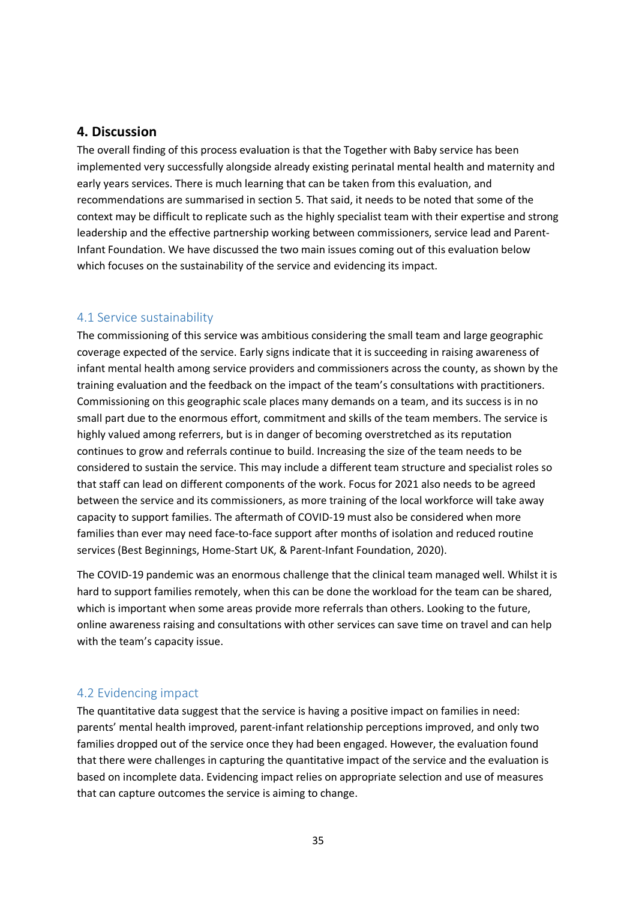## 4. Discussion

The overall finding of this process evaluation is that the Together with Baby service has been implemented very successfully alongside already existing perinatal mental health and maternity and early years services. There is much learning that can be taken from this evaluation, and recommendations are summarised in section 5. That said, it needs to be noted that some of the context may be difficult to replicate such as the highly specialist team with their expertise and strong leadership and the effective partnership working between commissioners, service lead and Parent-Infant Foundation. We have discussed the two main issues coming out of this evaluation below which focuses on the sustainability of the service and evidencing its impact.

### 4.1 Service sustainability

The commissioning of this service was ambitious considering the small team and large geographic coverage expected of the service. Early signs indicate that it is succeeding in raising awareness of infant mental health among service providers and commissioners across the county, as shown by the training evaluation and the feedback on the impact of the team's consultations with practitioners. Commissioning on this geographic scale places many demands on a team, and its success is in no small part due to the enormous effort, commitment and skills of the team members. The service is highly valued among referrers, but is in danger of becoming overstretched as its reputation continues to grow and referrals continue to build. Increasing the size of the team needs to be considered to sustain the service. This may include a different team structure and specialist roles so that staff can lead on different components of the work. Focus for 2021 also needs to be agreed between the service and its commissioners, as more training of the local workforce will take away capacity to support families. The aftermath of COVID-19 must also be considered when more families than ever may need face-to-face support after months of isolation and reduced routine services (Best Beginnings, Home-Start UK, & Parent-Infant Foundation, 2020).

The COVID-19 pandemic was an enormous challenge that the clinical team managed well. Whilst it is hard to support families remotely, when this can be done the workload for the team can be shared, which is important when some areas provide more referrals than others. Looking to the future, online awareness raising and consultations with other services can save time on travel and can help with the team's capacity issue.

### 4.2 Evidencing impact

The quantitative data suggest that the service is having a positive impact on families in need: parents' mental health improved, parent-infant relationship perceptions improved, and only two families dropped out of the service once they had been engaged. However, the evaluation found that there were challenges in capturing the quantitative impact of the service and the evaluation is based on incomplete data. Evidencing impact relies on appropriate selection and use of measures that can capture outcomes the service is aiming to change.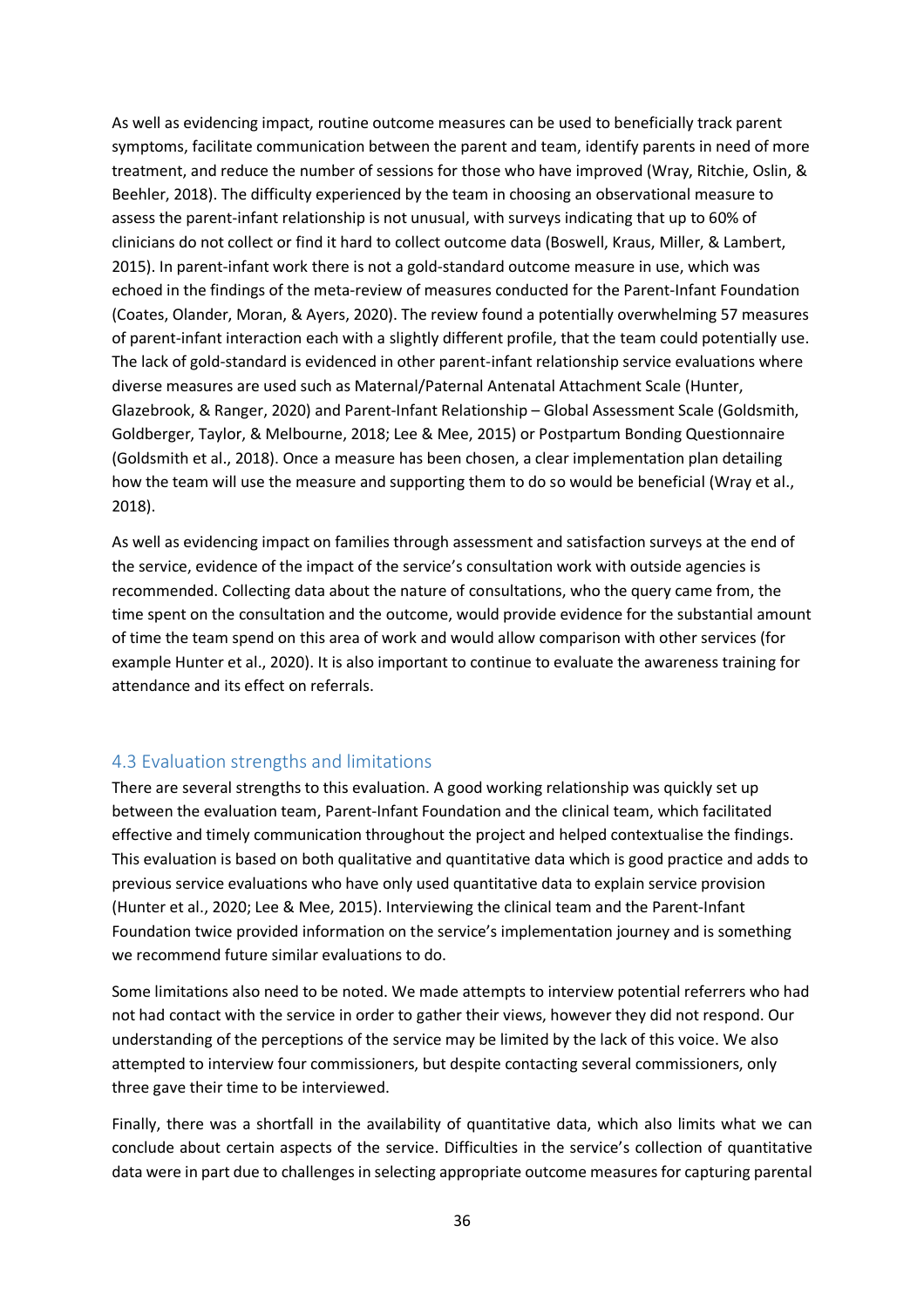As well as evidencing impact, routine outcome measures can be used to beneficially track parent symptoms, facilitate communication between the parent and team, identify parents in need of more treatment, and reduce the number of sessions for those who have improved (Wray, Ritchie, Oslin, & Beehler, 2018). The difficulty experienced by the team in choosing an observational measure to assess the parent-infant relationship is not unusual, with surveys indicating that up to 60% of clinicians do not collect or find it hard to collect outcome data (Boswell, Kraus, Miller, & Lambert, 2015). In parent-infant work there is not a gold-standard outcome measure in use, which was echoed in the findings of the meta-review of measures conducted for the Parent-Infant Foundation (Coates, Olander, Moran, & Ayers, 2020). The review found a potentially overwhelming 57 measures of parent-infant interaction each with a slightly different profile, that the team could potentially use. The lack of gold-standard is evidenced in other parent-infant relationship service evaluations where diverse measures are used such as Maternal/Paternal Antenatal Attachment Scale (Hunter, Glazebrook, & Ranger, 2020) and Parent-Infant Relationship – Global Assessment Scale (Goldsmith, Goldberger, Taylor, & Melbourne, 2018; Lee & Mee, 2015) or Postpartum Bonding Questionnaire (Goldsmith et al., 2018). Once a measure has been chosen, a clear implementation plan detailing how the team will use the measure and supporting them to do so would be beneficial (Wray et al., 2018).

As well as evidencing impact on families through assessment and satisfaction surveys at the end of the service, evidence of the impact of the service's consultation work with outside agencies is recommended. Collecting data about the nature of consultations, who the query came from, the time spent on the consultation and the outcome, would provide evidence for the substantial amount of time the team spend on this area of work and would allow comparison with other services (for example Hunter et al., 2020). It is also important to continue to evaluate the awareness training for attendance and its effect on referrals.

## 4.3 Evaluation strengths and limitations

There are several strengths to this evaluation. A good working relationship was quickly set up between the evaluation team, Parent-Infant Foundation and the clinical team, which facilitated effective and timely communication throughout the project and helped contextualise the findings. This evaluation is based on both qualitative and quantitative data which is good practice and adds to previous service evaluations who have only used quantitative data to explain service provision (Hunter et al., 2020; Lee & Mee, 2015). Interviewing the clinical team and the Parent-Infant Foundation twice provided information on the service's implementation journey and is something we recommend future similar evaluations to do.

Some limitations also need to be noted. We made attempts to interview potential referrers who had not had contact with the service in order to gather their views, however they did not respond. Our understanding of the perceptions of the service may be limited by the lack of this voice. We also attempted to interview four commissioners, but despite contacting several commissioners, only three gave their time to be interviewed.

Finally, there was a shortfall in the availability of quantitative data, which also limits what we can conclude about certain aspects of the service. Difficulties in the service's collection of quantitative data were in part due to challenges in selecting appropriate outcome measures for capturing parental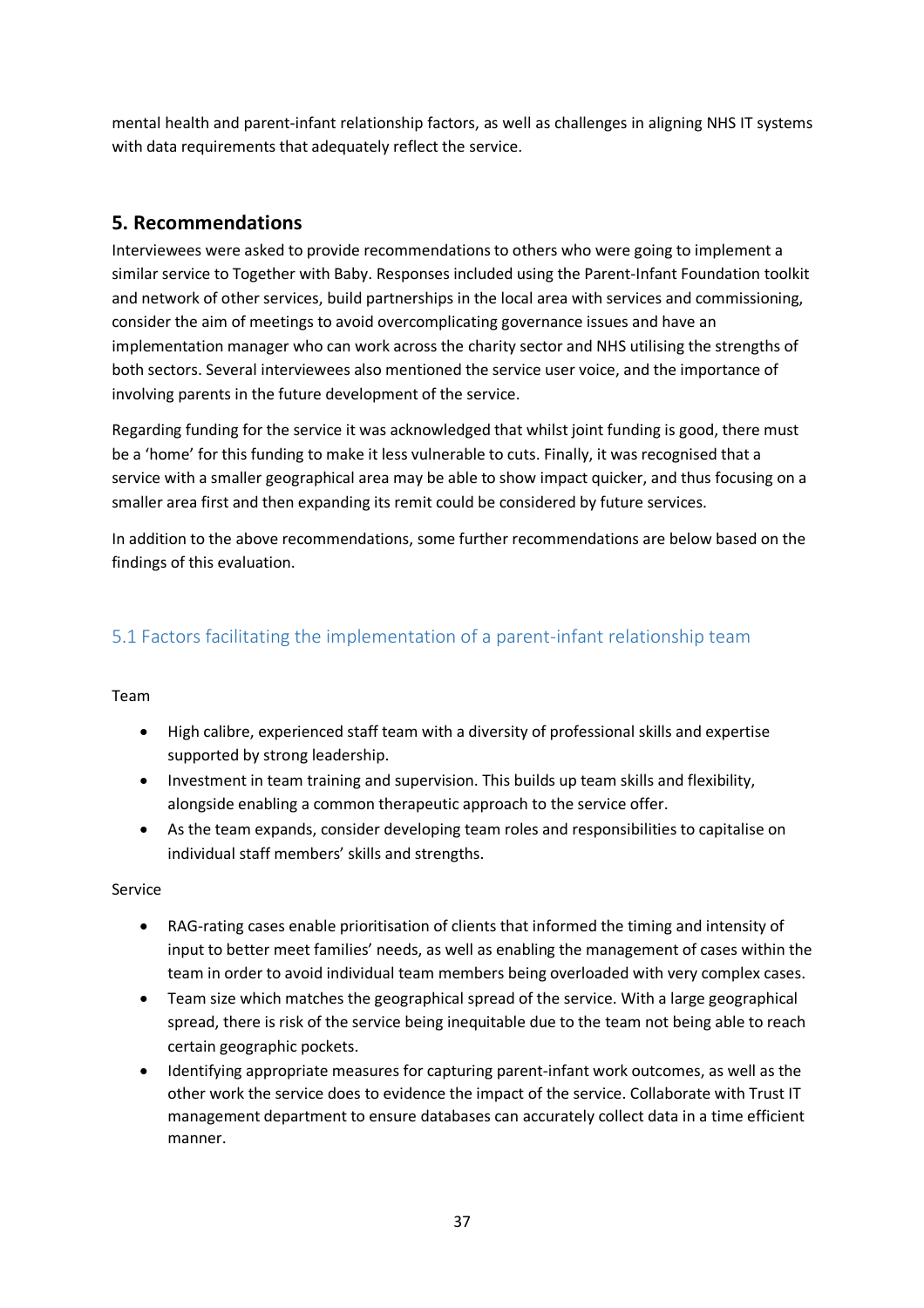mental health and parent-infant relationship factors, as well as challenges in aligning NHS IT systems with data requirements that adequately reflect the service.

## 5. Recommendations

Interviewees were asked to provide recommendations to others who were going to implement a similar service to Together with Baby. Responses included using the Parent-Infant Foundation toolkit and network of other services, build partnerships in the local area with services and commissioning, consider the aim of meetings to avoid overcomplicating governance issues and have an implementation manager who can work across the charity sector and NHS utilising the strengths of both sectors. Several interviewees also mentioned the service user voice, and the importance of involving parents in the future development of the service.

Regarding funding for the service it was acknowledged that whilst joint funding is good, there must be a 'home' for this funding to make it less vulnerable to cuts. Finally, it was recognised that a service with a smaller geographical area may be able to show impact quicker, and thus focusing on a smaller area first and then expanding its remit could be considered by future services.

In addition to the above recommendations, some further recommendations are below based on the findings of this evaluation.

### 5.1 Factors facilitating the implementation of a parent-infant relationship team

Team

- High calibre, experienced staff team with a diversity of professional skills and expertise supported by strong leadership.
- Investment in team training and supervision. This builds up team skills and flexibility, alongside enabling a common therapeutic approach to the service offer.
- As the team expands, consider developing team roles and responsibilities to capitalise on individual staff members' skills and strengths.

Service

- RAG-rating cases enable prioritisation of clients that informed the timing and intensity of input to better meet families' needs, as well as enabling the management of cases within the team in order to avoid individual team members being overloaded with very complex cases.
- Team size which matches the geographical spread of the service. With a large geographical spread, there is risk of the service being inequitable due to the team not being able to reach certain geographic pockets.
- Identifying appropriate measures for capturing parent-infant work outcomes, as well as the other work the service does to evidence the impact of the service. Collaborate with Trust IT management department to ensure databases can accurately collect data in a time efficient manner.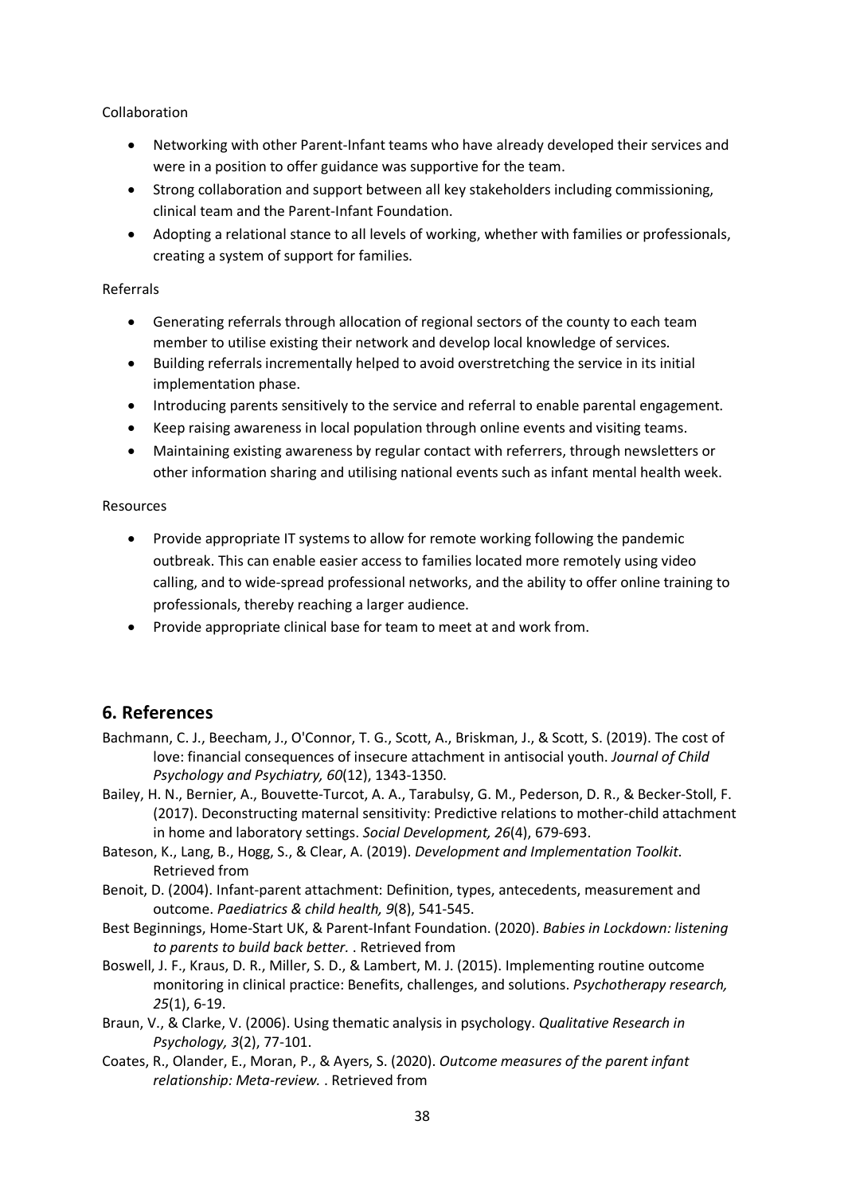Collaboration

- Networking with other Parent-Infant teams who have already developed their services and were in a position to offer guidance was supportive for the team.
- Strong collaboration and support between all key stakeholders including commissioning, clinical team and the Parent-Infant Foundation.
- Adopting a relational stance to all levels of working, whether with families or professionals, creating a system of support for families.

Referrals

- Generating referrals through allocation of regional sectors of the county to each team member to utilise existing their network and develop local knowledge of services.
- Building referrals incrementally helped to avoid overstretching the service in its initial implementation phase.
- Introducing parents sensitively to the service and referral to enable parental engagement.
- Keep raising awareness in local population through online events and visiting teams.
- Maintaining existing awareness by regular contact with referrers, through newsletters or other information sharing and utilising national events such as infant mental health week.

Resources

- Provide appropriate IT systems to allow for remote working following the pandemic outbreak. This can enable easier access to families located more remotely using video calling, and to wide-spread professional networks, and the ability to offer online training to professionals, thereby reaching a larger audience.
- Provide appropriate clinical base for team to meet at and work from.

## 6. References

Bachmann, C. J., Beecham, J., O'Connor, T. G., Scott, A., Briskman, J., & Scott, S. (2019). The cost of love: financial consequences of insecure attachment in antisocial youth. *Journal of Child Psychology and Psychiatry, 60*(12), 1343-1350.

Bailey, H. N., Bernier, A., Bouvette-Turcot, A. A., Tarabulsy, G. M., Pederson, D. R., & Becker-Stoll, F. (2017). Deconstructing maternal sensitivity: Predictive relations to mother-child attachment in home and laboratory settings. *Social Development, 26*(4), 679-693.

Bateson, K., Lang, B., Hogg, S., & Clear, A. (2019). *Development and Implementation Toolkit.* Retrieved from

Benoit, D. (2004). Infant-parent attachment: Definition, types, antecedents, measurement and outcome. *Paediatrics & child health, 9*(8), 541-545.

Best Beginnings, Home-Start UK, & Parent-Infant Foundation. (2020). *Babies in Lockdown: listening to parents to build back better.* . Retrieved from

Boswell, J. F., Kraus, D. R., Miller, S. D., & Lambert, M. J. (2015). Implementing routine outcome monitoring in clinical practice: Benefits, challenges, and solutions. *Psychotherapy research, 25*(1), 6-19.

Braun, V., & Clarke, V. (2006). Using thematic analysis in psychology. *Qualitative Research in Psychology, 3*(2), 77-101.

Coates, R., Olander, E., Moran, P., & Ayers, S. (2020). *Outcome measures of the parent infant relationship: Meta-review.* . Retrieved from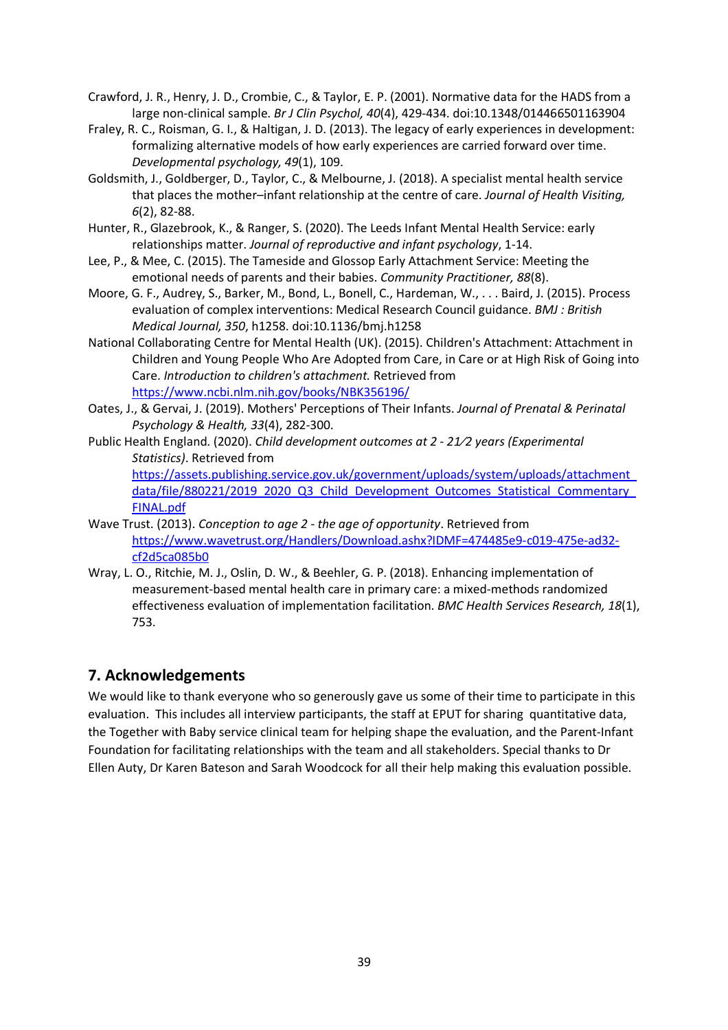Crawford, J. R., Henry, J. D., Crombie, C., & Taylor, E. P. (2001). Normative data for the HADS from a large non-clinical sample. *Br J Clin Psychol, 40*(4), 429-434. doi:10.1348/014466501163904

Fraley, R. C., Roisman, G. I., & Haltigan, J. D. (2013). The legacy of early experiences in development: formalizing alternative models of how early experiences are carried forward over time. *Developmental psychology, 49*(1), 109.

Goldsmith, J., Goldberger, D., Taylor, C., & Melbourne, J. (2018). A specialist mental health service that places the mother–infant relationship at the centre of care. *Journal of Health Visiting, 6*(2), 82-88.

Hunter, R., Glazebrook, K., & Ranger, S. (2020). The Leeds Infant Mental Health Service: early relationships matter. *Journal of reproductive and infant psychology*, 1-14.

Lee, P., & Mee, C. (2015). The Tameside and Glossop Early Attachment Service: Meeting the emotional needs of parents and their babies. *Community Practitioner, 88*(8).

Moore, G. F., Audrey, S., Barker, M., Bond, L., Bonell, C., Hardeman, W., . . . Baird, J. (2015). Process evaluation of complex interventions: Medical Research Council guidance. *BMJ : British Medical Journal, 350*, h1258. doi:10.1136/bmj.h1258

National Collaborating Centre for Mental Health (UK). (2015). Children's Attachment: Attachment in Children and Young People Who Are Adopted from Care, in Care or at High Risk of Going into Care. *Introduction to children's attachment.* Retrieved from https://www.ncbi.nlm.nih.gov/books/NBK356196/

Oates, J., & Gervai, J. (2019). Mothers' Perceptions of Their Infants. *Journal of Prenatal & Perinatal Psychology & Health, 33*(4), 282-300.

Public Health England. (2020). *Child development outcomes at 2 - 21⁄2 years (Experimental Statistics)*. Retrieved from https://assets.publishing.service.gov.uk/government/uploads/system/uploads/attachment_data/file/880221/2019_2020_Q3_Child_Development_Outcomes_Statistical_Commentary_FINAL.pdf

Wave Trust. (2013). *Conception to age 2 - the age of opportunity*. Retrieved from https://www.wavetrust.org/Handlers/Download.ashx?IDMF=474485e9-c019-475e-ad32-cf2d5ca085b0

Wray, L. O., Ritchie, M. J., Oslin, D. W., & Beehler, G. P. (2018). Enhancing implementation of measurement-based mental health care in primary care: a mixed-methods randomized effectiveness evaluation of implementation facilitation. *BMC Health Services Research, 18*(1), 753.

## 7. Acknowledgements

We would like to thank everyone who so generously gave us some of their time to participate in this evaluation. This includes all interview participants, the staff at EPUT for sharing quantitative data, the Together with Baby service clinical team for helping shape the evaluation, and the Parent-Infant Foundation for facilitating relationships with the team and all stakeholders. Special thanks to Dr Ellen Auty, Dr Karen Bateson and Sarah Woodcock for all their help making this evaluation possible.